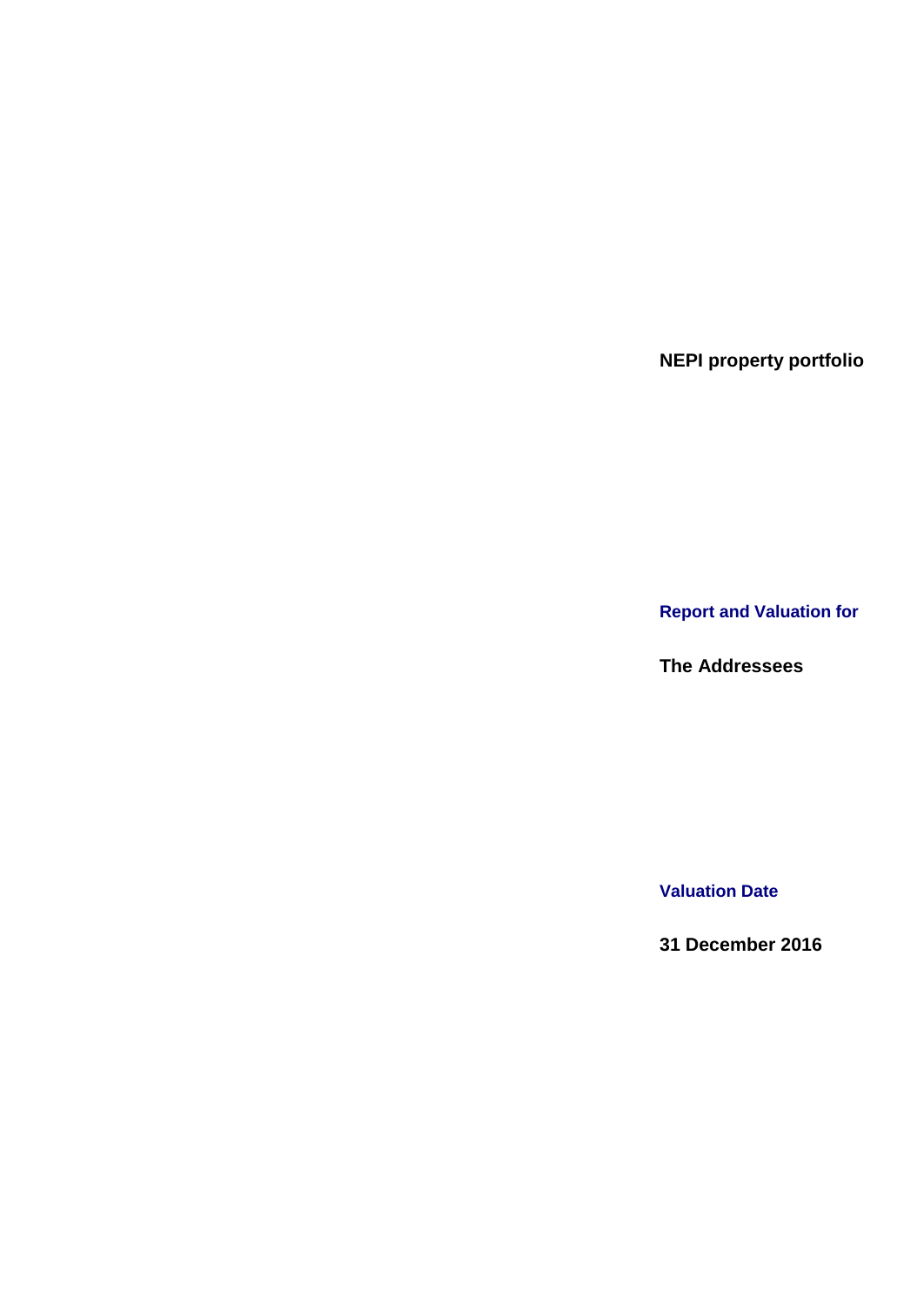# NEPI property portfolio

**Report and Valuation for**

**The Addressees**

**Valuation Date**

**31 December 2016**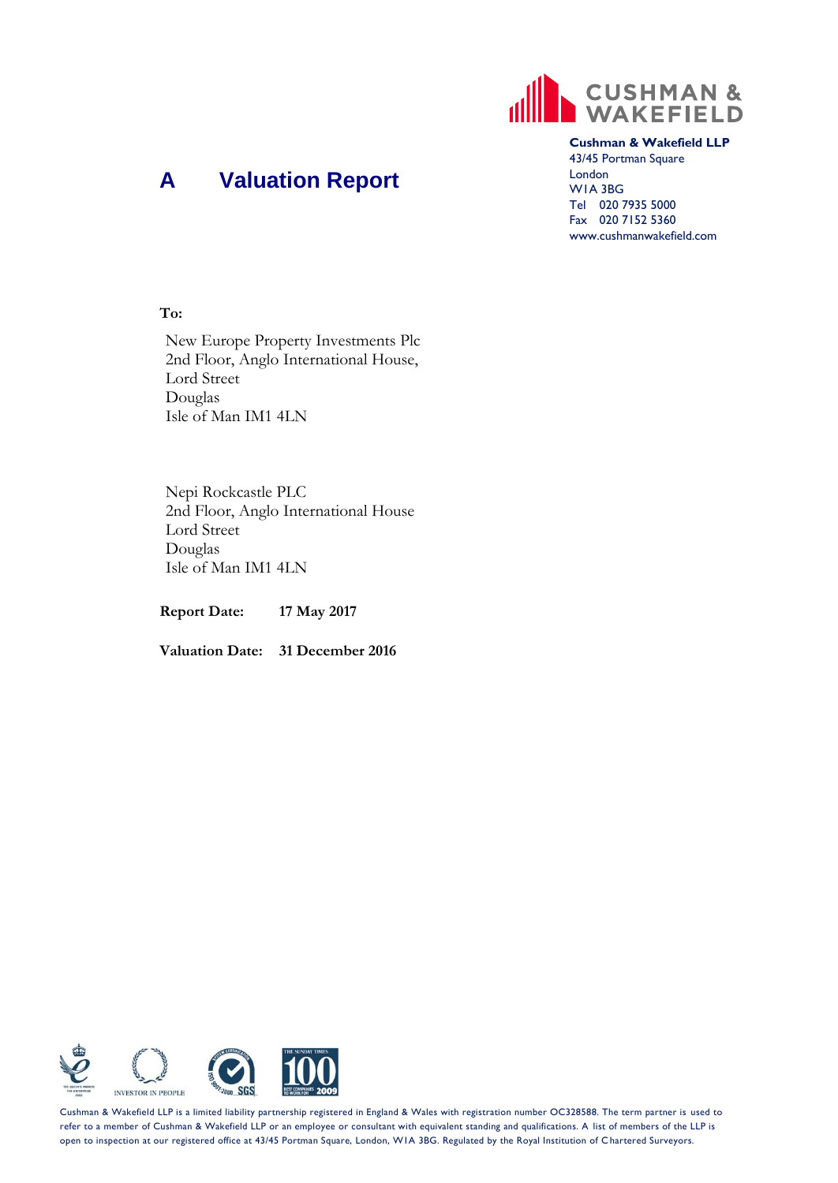**Cushman & Wakefield LLP**
43/45 Portman Square
London
W1A 3BG
Tel 020 7935 5000
Fax 020 7152 5360
www.cushmanwakefield.com

# A Valuation Report

**To:**

New Europe Property Investments Plc
2nd Floor, Anglo International House,
Lord Street
Douglas
Isle of Man IM1 4LN

Nepi Rockcastle PLC
2nd Floor, Anglo International House
Lord Street
Douglas
Isle of Man IM1 4LN

**Report Date:** **17 May 2017**

**Valuation Date:** **31 December 2016**

Cushman & Wakefield LLP is a limited liability partnership registered in England & Wales with registration number OC328588. The term partner is used to refer to a member of Cushman & Wakefield LLP or an employee or consultant with equivalent standing and qualifications. A list of members of the LLP is open to inspection at our registered office at 43/45 Portman Square, London, W1A 3BG. Regulated by the Royal Institution of Chartered Surveyors.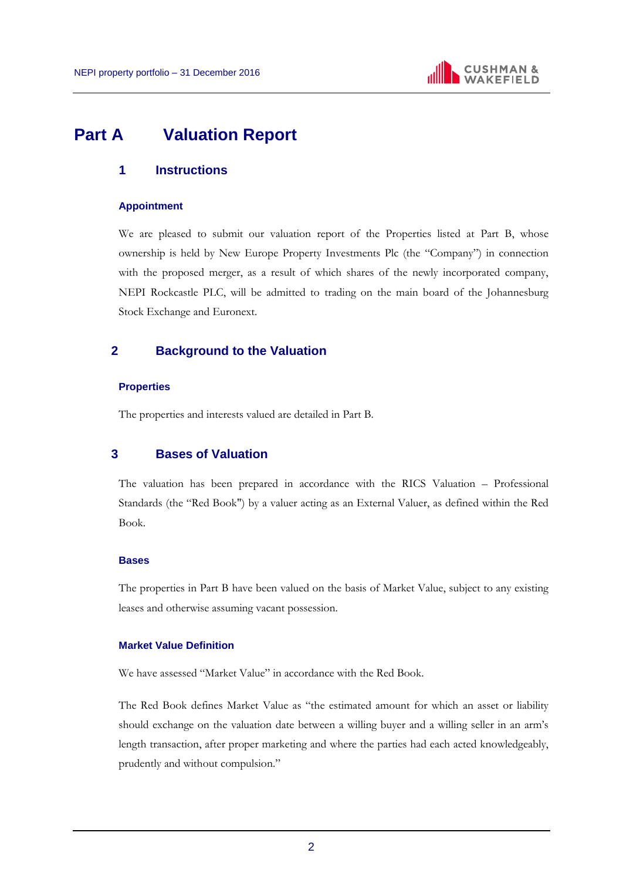# Part A Valuation Report

## 1 Instructions

### Appointment

We are pleased to submit our valuation report of the Properties listed at Part B, whose ownership is held by New Europe Property Investments Plc (the "Company") in connection with the proposed merger, as a result of which shares of the newly incorporated company, NEPI Rockcastle PLC, will be admitted to trading on the main board of the Johannesburg Stock Exchange and Euronext.

## 2 Background to the Valuation

### Properties

The properties and interests valued are detailed in Part B.

## 3 Bases of Valuation

The valuation has been prepared in accordance with the RICS Valuation – Professional Standards (the "Red Book") by a valuer acting as an External Valuer, as defined within the Red Book.

### Bases

The properties in Part B have been valued on the basis of Market Value, subject to any existing leases and otherwise assuming vacant possession.

### Market Value Definition

We have assessed "Market Value" in accordance with the Red Book.

The Red Book defines Market Value as "the estimated amount for which an asset or liability should exchange on the valuation date between a willing buyer and a willing seller in an arm's length transaction, after proper marketing and where the parties had each acted knowledgeably, prudently and without compulsion."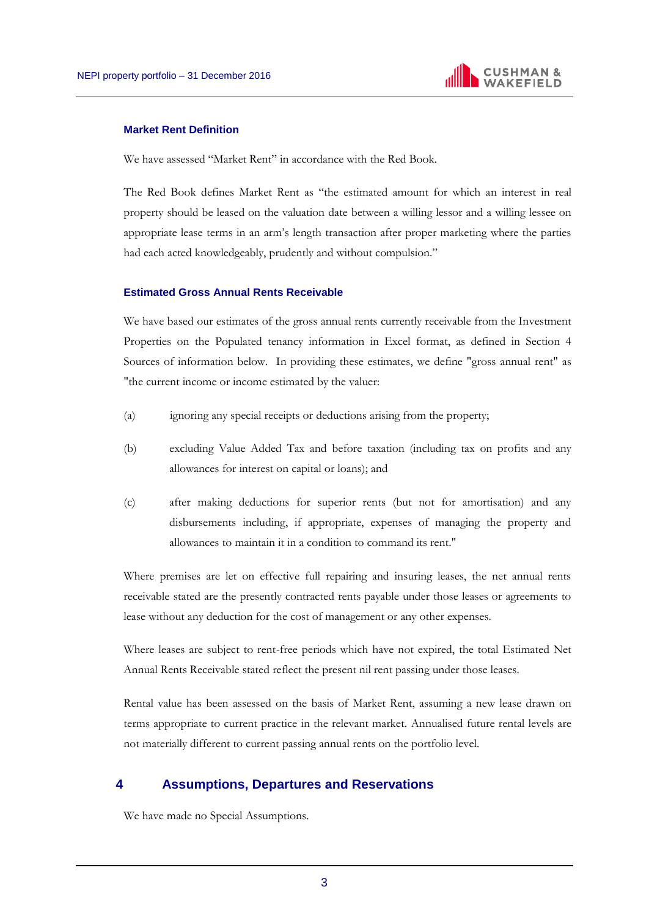### Market Rent Definition

We have assessed "Market Rent" in accordance with the Red Book.

The Red Book defines Market Rent as "the estimated amount for which an interest in real property should be leased on the valuation date between a willing lessor and a willing lessee on appropriate lease terms in an arm's length transaction after proper marketing where the parties had each acted knowledgeably, prudently and without compulsion."

### Estimated Gross Annual Rents Receivable

We have based our estimates of the gross annual rents currently receivable from the Investment Properties on the Populated tenancy information in Excel format, as defined in Section 4 Sources of information below. In providing these estimates, we define "gross annual rent" as "the current income or income estimated by the valuer:

(a) ignoring any special receipts or deductions arising from the property;

(b) excluding Value Added Tax and before taxation (including tax on profits and any allowances for interest on capital or loans); and

(c) after making deductions for superior rents (but not for amortisation) and any disbursements including, if appropriate, expenses of managing the property and allowances to maintain it in a condition to command its rent."

Where premises are let on effective full repairing and insuring leases, the net annual rents receivable stated are the presently contracted rents payable under those leases or agreements to lease without any deduction for the cost of management or any other expenses.

Where leases are subject to rent-free periods which have not expired, the total Estimated Net Annual Rents Receivable stated reflect the present nil rent passing under those leases.

Rental value has been assessed on the basis of Market Rent, assuming a new lease drawn on terms appropriate to current practice in the relevant market. Annualised future rental levels are not materially different to current passing annual rents on the portfolio level.

## 4 Assumptions, Departures and Reservations

We have made no Special Assumptions.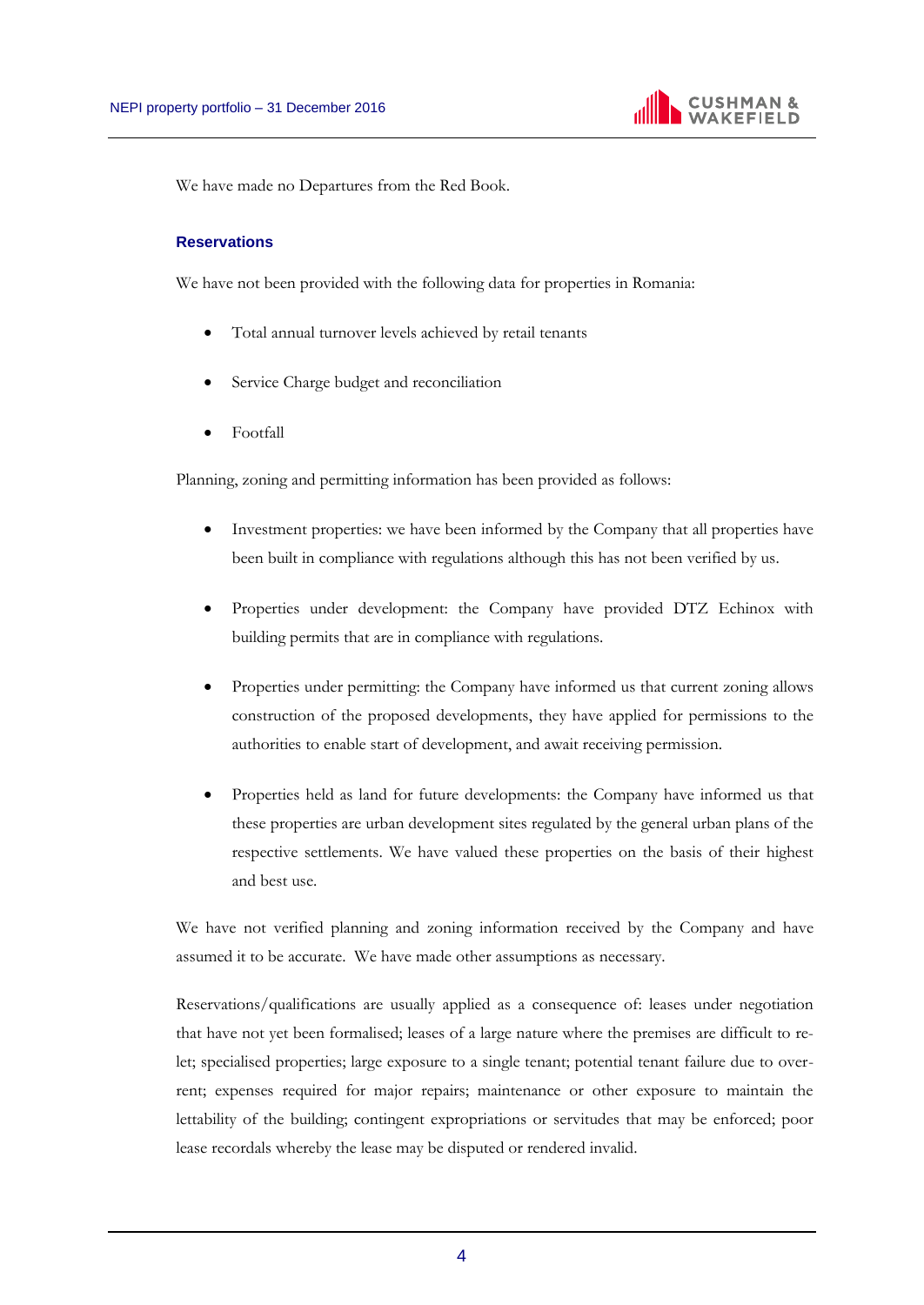We have made no Departures from the Red Book.

### Reservations

We have not been provided with the following data for properties in Romania:

- Total annual turnover levels achieved by retail tenants
- Service Charge budget and reconciliation
- Footfall

Planning, zoning and permitting information has been provided as follows:

- Investment properties: we have been informed by the Company that all properties have been built in compliance with regulations although this has not been verified by us.
- Properties under development: the Company have provided DTZ Echinox with building permits that are in compliance with regulations.
- Properties under permitting: the Company have informed us that current zoning allows construction of the proposed developments, they have applied for permissions to the authorities to enable start of development, and await receiving permission.
- Properties held as land for future developments: the Company have informed us that these properties are urban development sites regulated by the general urban plans of the respective settlements. We have valued these properties on the basis of their highest and best use.

We have not verified planning and zoning information received by the Company and have assumed it to be accurate. We have made other assumptions as necessary.

Reservations/qualifications are usually applied as a consequence of: leases under negotiation that have not yet been formalised; leases of a large nature where the premises are difficult to re-let; specialised properties; large exposure to a single tenant; potential tenant failure due to over-rent; expenses required for major repairs; maintenance or other exposure to maintain the lettability of the building; contingent expropriations or servitudes that may be enforced; poor lease recordals whereby the lease may be disputed or rendered invalid.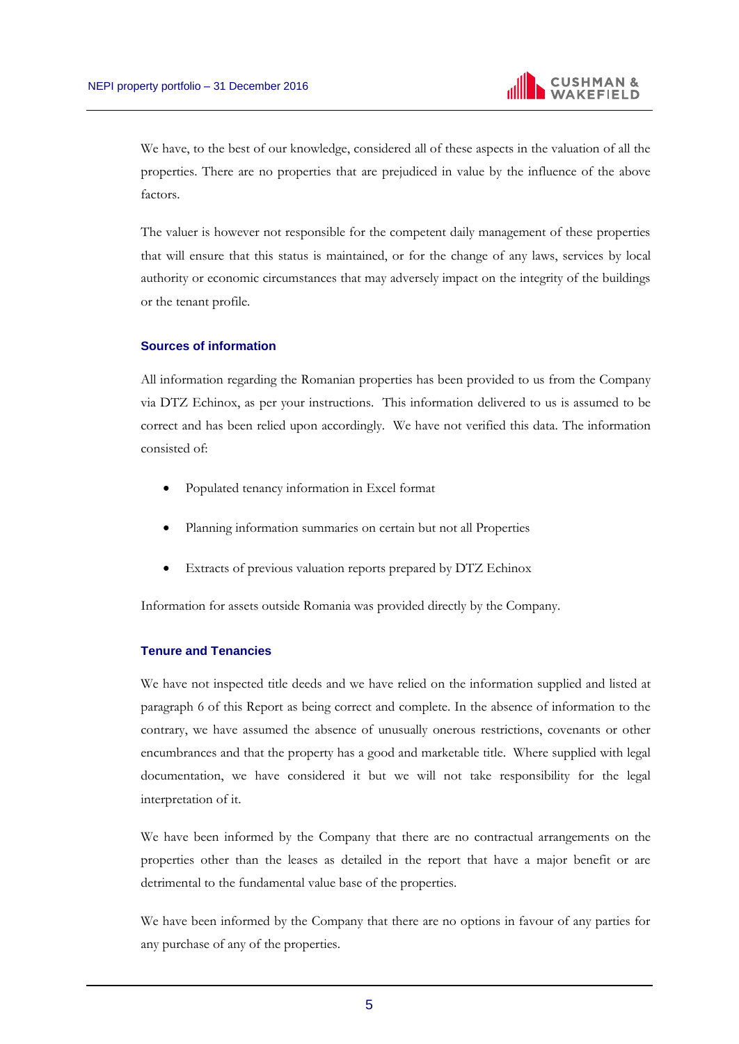We have, to the best of our knowledge, considered all of these aspects in the valuation of all the properties. There are no properties that are prejudiced in value by the influence of the above factors.

The valuer is however not responsible for the competent daily management of these properties that will ensure that this status is maintained, or for the change of any laws, services by local authority or economic circumstances that may adversely impact on the integrity of the buildings or the tenant profile.

### Sources of information

All information regarding the Romanian properties has been provided to us from the Company via DTZ Echinox, as per your instructions. This information delivered to us is assumed to be correct and has been relied upon accordingly. We have not verified this data. The information consisted of:

- Populated tenancy information in Excel format
- Planning information summaries on certain but not all Properties
- Extracts of previous valuation reports prepared by DTZ Echinox

Information for assets outside Romania was provided directly by the Company.

### Tenure and Tenancies

We have not inspected title deeds and we have relied on the information supplied and listed at paragraph 6 of this Report as being correct and complete. In the absence of information to the contrary, we have assumed the absence of unusually onerous restrictions, covenants or other encumbrances and that the property has a good and marketable title. Where supplied with legal documentation, we have considered it but we will not take responsibility for the legal interpretation of it.

We have been informed by the Company that there are no contractual arrangements on the properties other than the leases as detailed in the report that have a major benefit or are detrimental to the fundamental value base of the properties.

We have been informed by the Company that there are no options in favour of any parties for any purchase of any of the properties.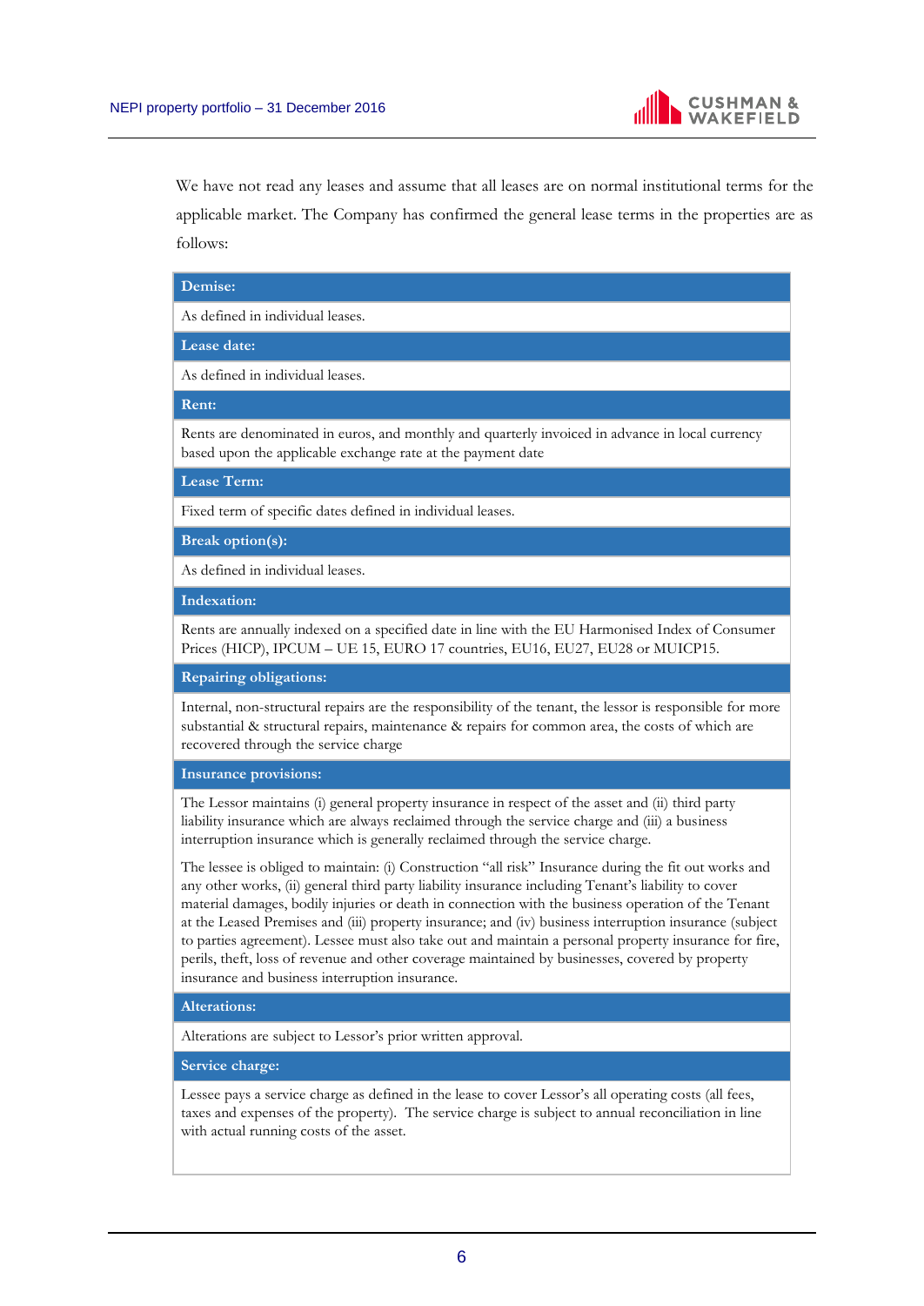We have not read any leases and assume that all leases are on normal institutional terms for the applicable market. The Company has confirmed the general lease terms in the properties are as follows:

**Demise:**

As defined in individual leases.

**Lease date:**

As defined in individual leases.

**Rent:**

Rents are denominated in euros, and monthly and quarterly invoiced in advance in local currency based upon the applicable exchange rate at the payment date

**Lease Term:**

Fixed term of specific dates defined in individual leases.

**Break option(s):**

As defined in individual leases.

**Indexation:**

Rents are annually indexed on a specified date in line with the EU Harmonised Index of Consumer Prices (HICP), IPCUM – UE 15, EURO 17 countries, EU16, EU27, EU28 or MUICP15.

**Repairing obligations:**

Internal, non-structural repairs are the responsibility of the tenant, the lessor is responsible for more substantial & structural repairs, maintenance & repairs for common area, the costs of which are recovered through the service charge

**Insurance provisions:**

The Lessor maintains (i) general property insurance in respect of the asset and (ii) third party liability insurance which are always reclaimed through the service charge and (iii) a business interruption insurance which is generally reclaimed through the service charge.

The lessee is obliged to maintain: (i) Construction "all risk" Insurance during the fit out works and any other works, (ii) general third party liability insurance including Tenant's liability to cover material damages, bodily injuries or death in connection with the business operation of the Tenant at the Leased Premises and (iii) property insurance; and (iv) business interruption insurance (subject to parties agreement). Lessee must also take out and maintain a personal property insurance for fire, perils, theft, loss of revenue and other coverage maintained by businesses, covered by property insurance and business interruption insurance.

**Alterations:**

Alterations are subject to Lessor's prior written approval.

**Service charge:**

Lessee pays a service charge as defined in the lease to cover Lessor's all operating costs (all fees, taxes and expenses of the property). The service charge is subject to annual reconciliation in line with actual running costs of the asset.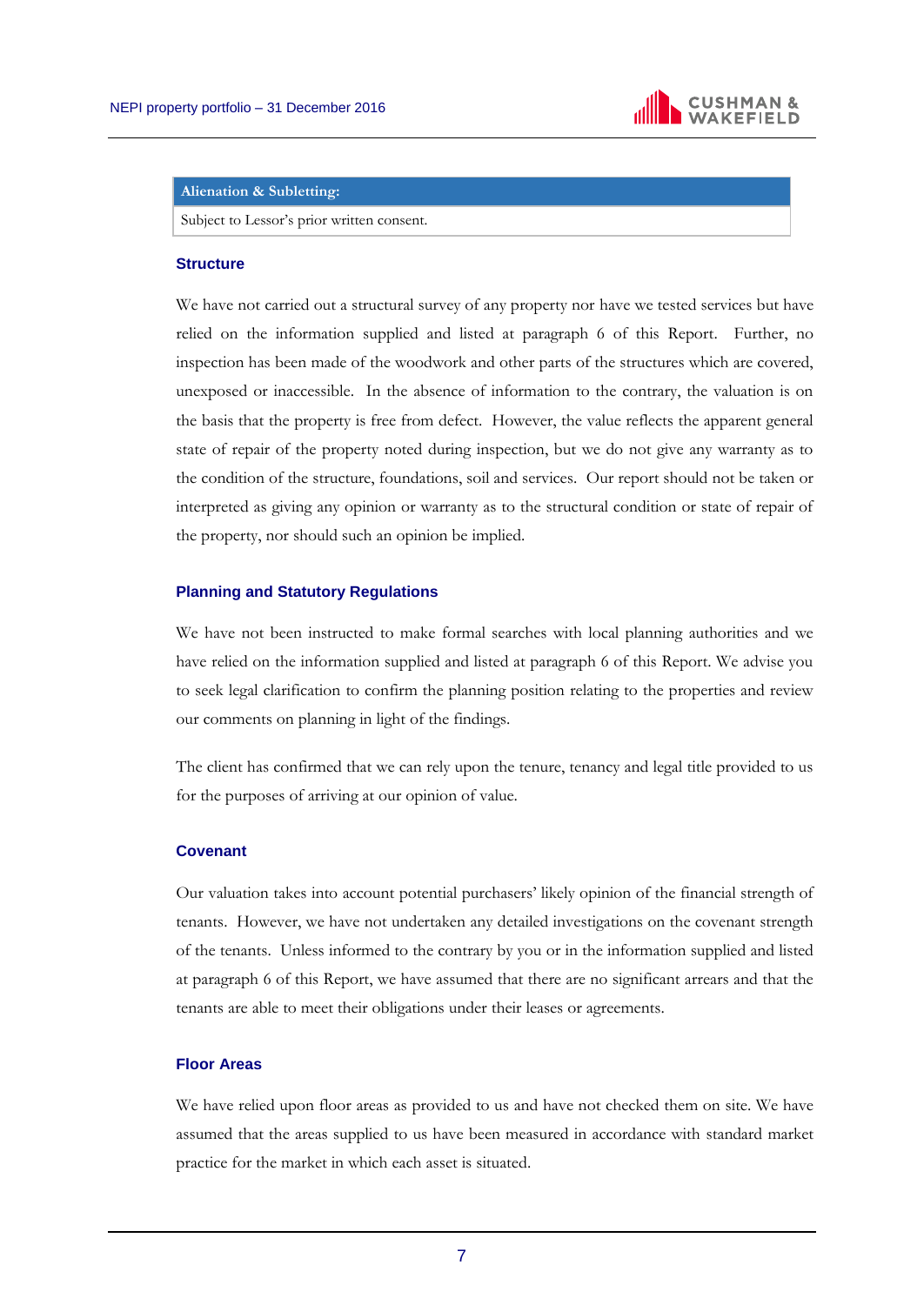| Alienation & Subletting: |
| --- |
| Subject to Lessor's prior written consent. |

### Structure

We have not carried out a structural survey of any property nor have we tested services but have relied on the information supplied and listed at paragraph 6 of this Report. Further, no inspection has been made of the woodwork and other parts of the structures which are covered, unexposed or inaccessible. In the absence of information to the contrary, the valuation is on the basis that the property is free from defect. However, the value reflects the apparent general state of repair of the property noted during inspection, but we do not give any warranty as to the condition of the structure, foundations, soil and services. Our report should not be taken or interpreted as giving any opinion or warranty as to the structural condition or state of repair of the property, nor should such an opinion be implied.

### Planning and Statutory Regulations

We have not been instructed to make formal searches with local planning authorities and we have relied on the information supplied and listed at paragraph 6 of this Report. We advise you to seek legal clarification to confirm the planning position relating to the properties and review our comments on planning in light of the findings.

The client has confirmed that we can rely upon the tenure, tenancy and legal title provided to us for the purposes of arriving at our opinion of value.

### Covenant

Our valuation takes into account potential purchasers' likely opinion of the financial strength of tenants. However, we have not undertaken any detailed investigations on the covenant strength of the tenants. Unless informed to the contrary by you or in the information supplied and listed at paragraph 6 of this Report, we have assumed that there are no significant arrears and that the tenants are able to meet their obligations under their leases or agreements.

### Floor Areas

We have relied upon floor areas as provided to us and have not checked them on site. We have assumed that the areas supplied to us have been measured in accordance with standard market practice for the market in which each asset is situated.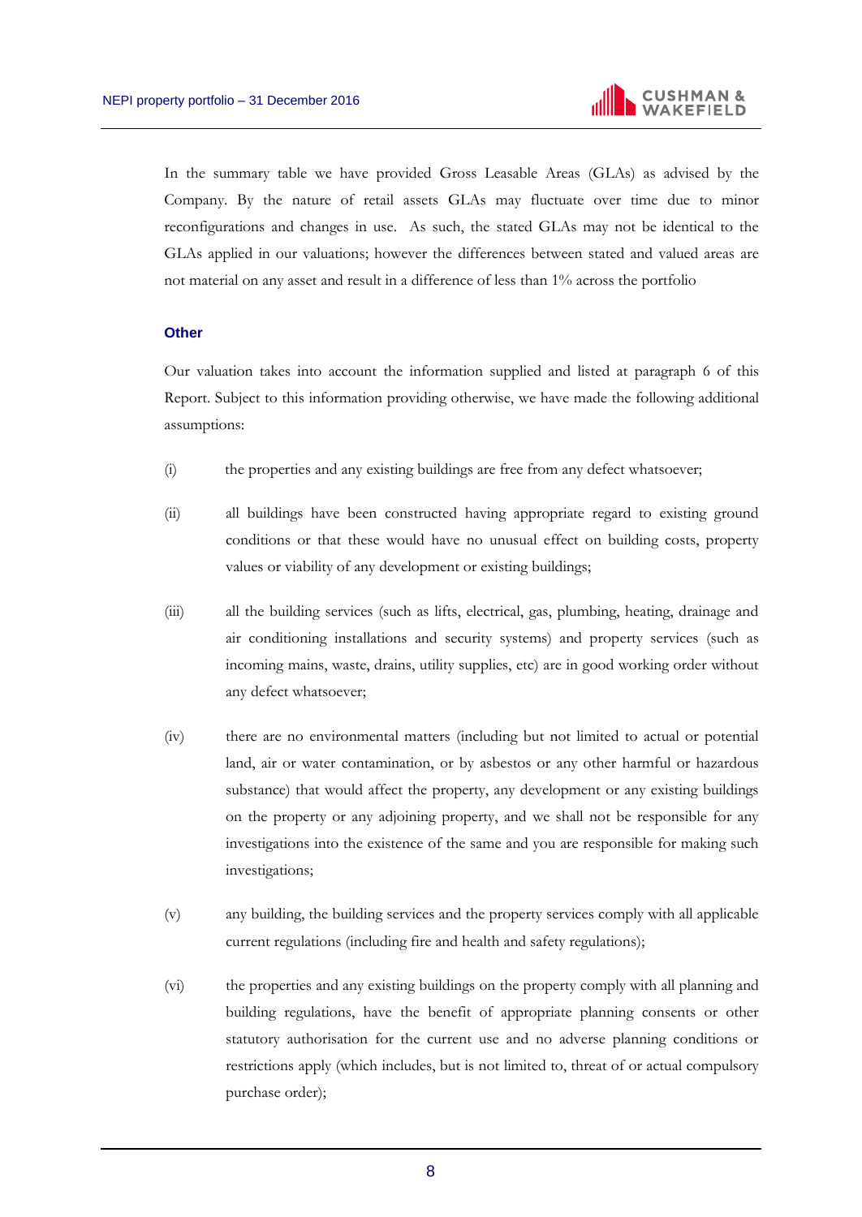In the summary table we have provided Gross Leasable Areas (GLAs) as advised by the Company. By the nature of retail assets GLAs may fluctuate over time due to minor reconfigurations and changes in use. As such, the stated GLAs may not be identical to the GLAs applied in our valuations; however the differences between stated and valued areas are not material on any asset and result in a difference of less than 1% across the portfolio

### Other

Our valuation takes into account the information supplied and listed at paragraph 6 of this Report. Subject to this information providing otherwise, we have made the following additional assumptions:

(i) the properties and any existing buildings are free from any defect whatsoever;

(ii) all buildings have been constructed having appropriate regard to existing ground conditions or that these would have no unusual effect on building costs, property values or viability of any development or existing buildings;

(iii) all the building services (such as lifts, electrical, gas, plumbing, heating, drainage and air conditioning installations and security systems) and property services (such as incoming mains, waste, drains, utility supplies, etc) are in good working order without any defect whatsoever;

(iv) there are no environmental matters (including but not limited to actual or potential land, air or water contamination, or by asbestos or any other harmful or hazardous substance) that would affect the property, any development or any existing buildings on the property or any adjoining property, and we shall not be responsible for any investigations into the existence of the same and you are responsible for making such investigations;

(v) any building, the building services and the property services comply with all applicable current regulations (including fire and health and safety regulations);

(vi) the properties and any existing buildings on the property comply with all planning and building regulations, have the benefit of appropriate planning consents or other statutory authorisation for the current use and no adverse planning conditions or restrictions apply (which includes, but is not limited to, threat of or actual compulsory purchase order);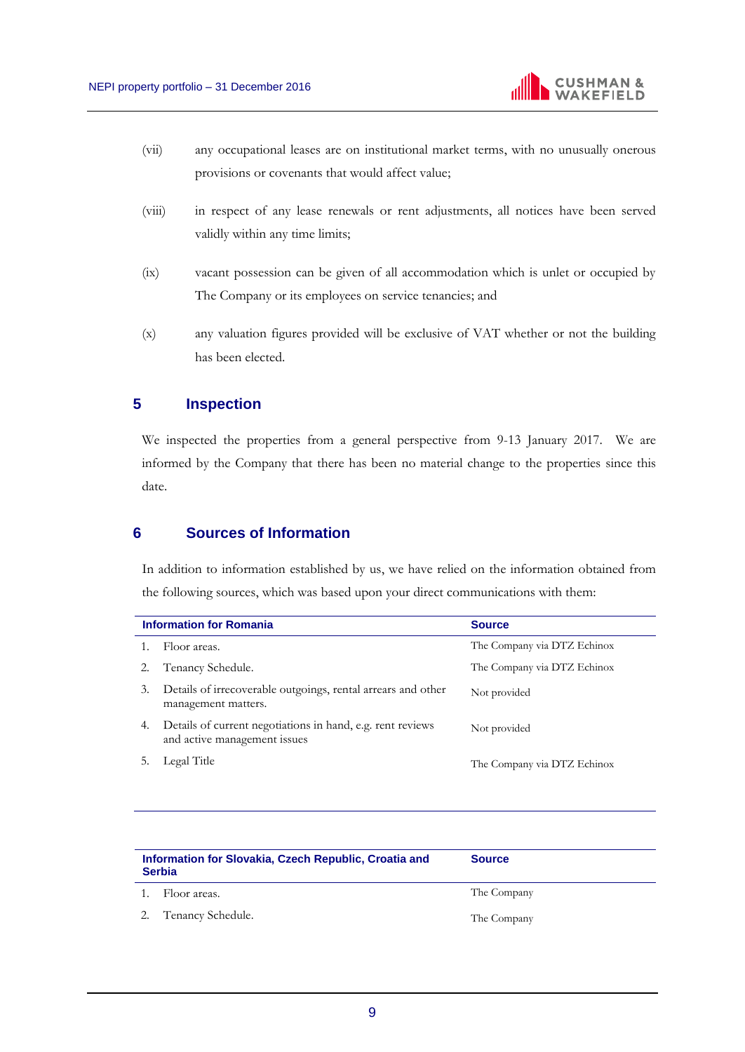(vii) any occupational leases are on institutional market terms, with no unusually onerous provisions or covenants that would affect value;

(viii) in respect of any lease renewals or rent adjustments, all notices have been served validly within any time limits;

(ix) vacant possession can be given of all accommodation which is unlet or occupied by The Company or its employees on service tenancies; and

(x) any valuation figures provided will be exclusive of VAT whether or not the building has been elected.

## 5 Inspection

We inspected the properties from a general perspective from 9-13 January 2017. We are informed by the Company that there has been no material change to the properties since this date.

## 6 Sources of Information

In addition to information established by us, we have relied on the information obtained from the following sources, which was based upon your direct communications with them:

| Information for Romania | Source |
|---|---|
| 1. Floor areas. | The Company via DTZ Echinox |
| 2. Tenancy Schedule. | The Company via DTZ Echinox |
| 3. Details of irrecoverable outgoings, rental arrears and other management matters. | Not provided |
| 4. Details of current negotiations in hand, e.g. rent reviews and active management issues | Not provided |
| 5. Legal Title | The Company via DTZ Echinox |

| Information for Slovakia, Czech Republic, Croatia and Serbia | Source |
|---|---|
| 1. Floor areas. | The Company |
| 2. Tenancy Schedule. | The Company |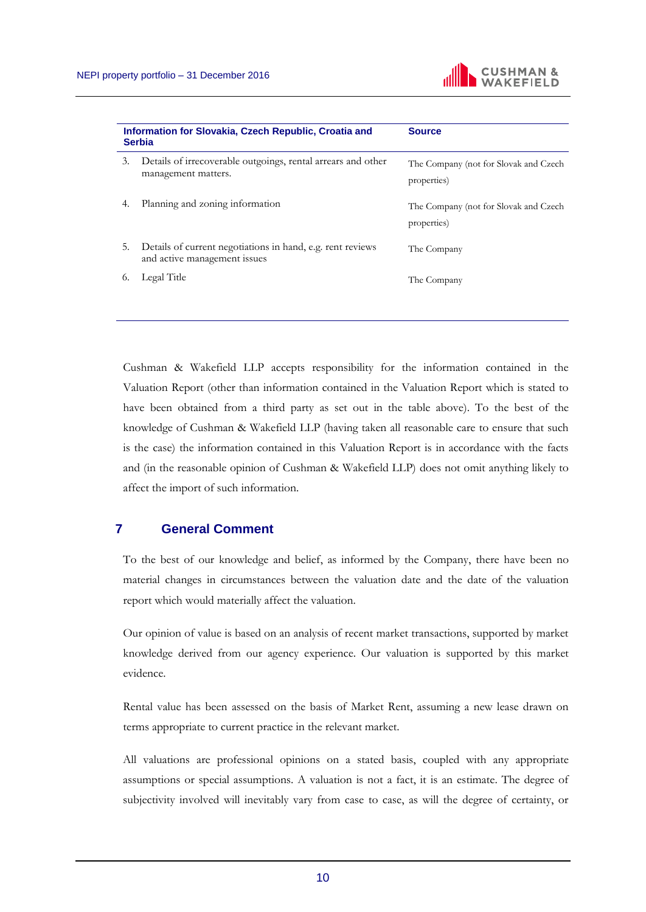| Information for Slovakia, Czech Republic, Croatia and Serbia | Source |
|---|---|
| 3. Details of irrecoverable outgoings, rental arrears and other management matters. | The Company (not for Slovak and Czech properties) |
| 4. Planning and zoning information | The Company (not for Slovak and Czech properties) |
| 5. Details of current negotiations in hand, e.g. rent reviews and active management issues | The Company |
| 6. Legal Title | The Company |

Cushman & Wakefield LLP accepts responsibility for the information contained in the Valuation Report (other than information contained in the Valuation Report which is stated to have been obtained from a third party as set out in the table above). To the best of the knowledge of Cushman & Wakefield LLP (having taken all reasonable care to ensure that such is the case) the information contained in this Valuation Report is in accordance with the facts and (in the reasonable opinion of Cushman & Wakefield LLP) does not omit anything likely to affect the import of such information.

## 7 General Comment

To the best of our knowledge and belief, as informed by the Company, there have been no material changes in circumstances between the valuation date and the date of the valuation report which would materially affect the valuation.

Our opinion of value is based on an analysis of recent market transactions, supported by market knowledge derived from our agency experience. Our valuation is supported by this market evidence.

Rental value has been assessed on the basis of Market Rent, assuming a new lease drawn on terms appropriate to current practice in the relevant market.

All valuations are professional opinions on a stated basis, coupled with any appropriate assumptions or special assumptions. A valuation is not a fact, it is an estimate. The degree of subjectivity involved will inevitably vary from case to case, as will the degree of certainty, or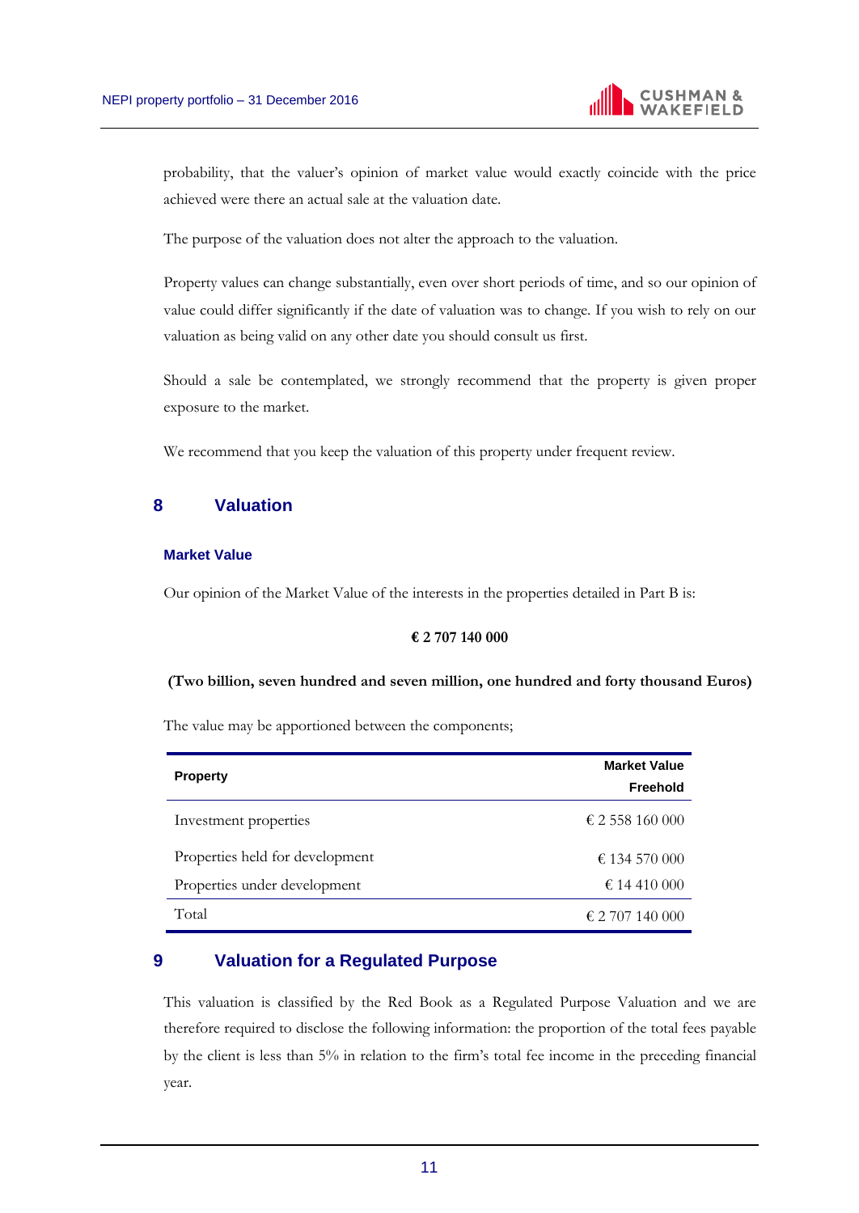probability, that the valuer's opinion of market value would exactly coincide with the price achieved were there an actual sale at the valuation date.

The purpose of the valuation does not alter the approach to the valuation.

Property values can change substantially, even over short periods of time, and so our opinion of value could differ significantly if the date of valuation was to change. If you wish to rely on our valuation as being valid on any other date you should consult us first.

Should a sale be contemplated, we strongly recommend that the property is given proper exposure to the market.

We recommend that you keep the valuation of this property under frequent review.

## 8 Valuation

### Market Value

Our opinion of the Market Value of the interests in the properties detailed in Part B is:

**€ 2 707 140 000**

**(Two billion, seven hundred and seven million, one hundred and forty thousand Euros)**

The value may be apportioned between the components;

| Property | Market Value Freehold |
|---|---|
| Investment properties | € 2 558 160 000 |
| Properties held for development | € 134 570 000 |
| Properties under development | € 14 410 000 |
| Total | € 2 707 140 000 |

## 9 Valuation for a Regulated Purpose

This valuation is classified by the Red Book as a Regulated Purpose Valuation and we are therefore required to disclose the following information: the proportion of the total fees payable by the client is less than 5% in relation to the firm's total fee income in the preceding financial year.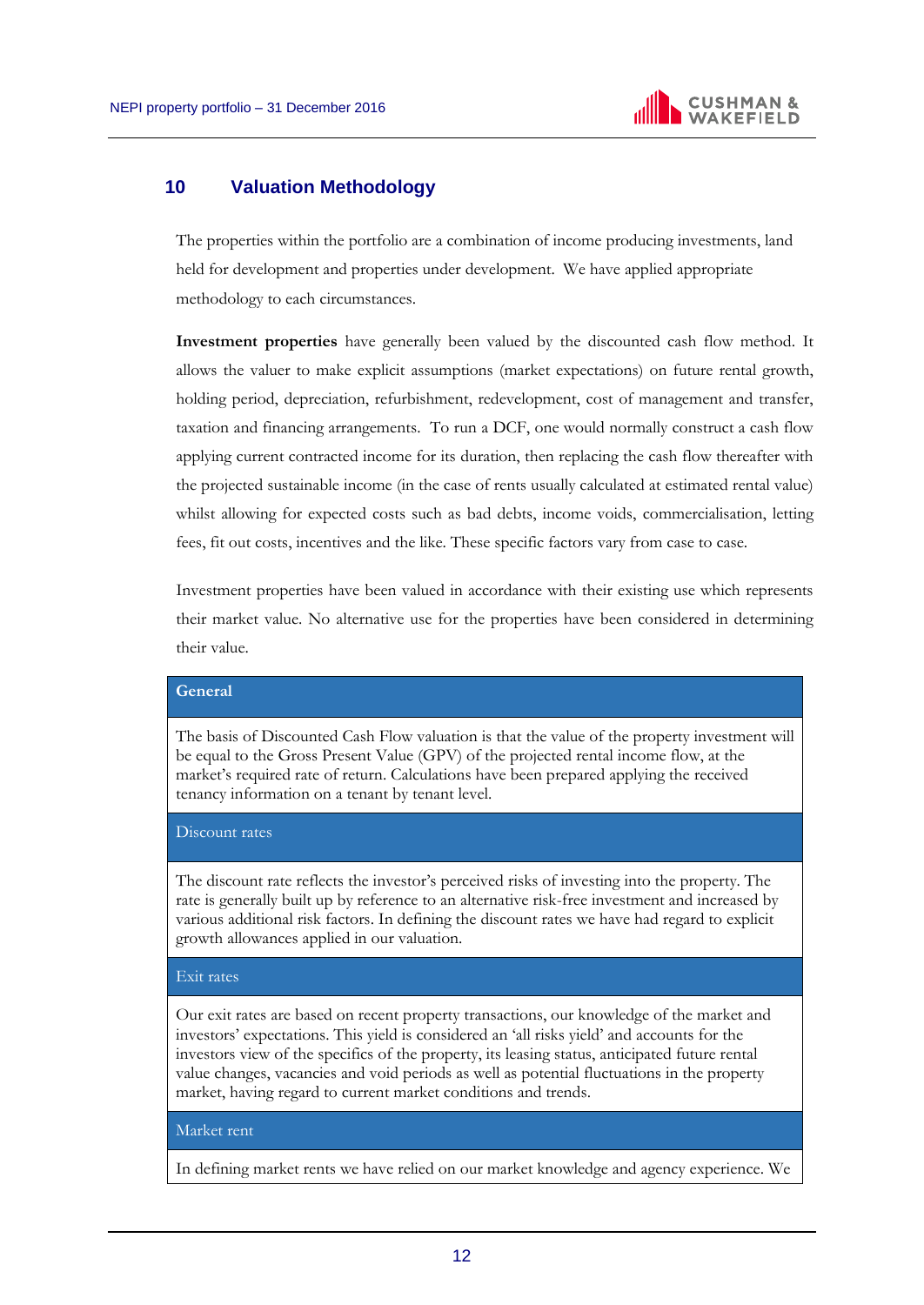## 10 Valuation Methodology

The properties within the portfolio are a combination of income producing investments, land held for development and properties under development. We have applied appropriate methodology to each circumstances.

**Investment properties** have generally been valued by the discounted cash flow method. It allows the valuer to make explicit assumptions (market expectations) on future rental growth, holding period, depreciation, refurbishment, redevelopment, cost of management and transfer, taxation and financing arrangements. To run a DCF, one would normally construct a cash flow applying current contracted income for its duration, then replacing the cash flow thereafter with the projected sustainable income (in the case of rents usually calculated at estimated rental value) whilst allowing for expected costs such as bad debts, income voids, commercialisation, letting fees, fit out costs, incentives and the like. These specific factors vary from case to case.

Investment properties have been valued in accordance with their existing use which represents their market value. No alternative use for the properties have been considered in determining their value.

| General |
|---|
| The basis of Discounted Cash Flow valuation is that the value of the property investment will be equal to the Gross Present Value (GPV) of the projected rental income flow, at the market's required rate of return. Calculations have been prepared applying the received tenancy information on a tenant by tenant level. |
| Discount rates |
| The discount rate reflects the investor's perceived risks of investing into the property. The rate is generally built up by reference to an alternative risk-free investment and increased by various additional risk factors. In defining the discount rates we have had regard to explicit growth allowances applied in our valuation. |
| Exit rates |
| Our exit rates are based on recent property transactions, our knowledge of the market and investors' expectations. This yield is considered an 'all risks yield' and accounts for the investors view of the specifics of the property, its leasing status, anticipated future rental value changes, vacancies and void periods as well as potential fluctuations in the property market, having regard to current market conditions and trends. |
| Market rent |
| In defining market rents we have relied on our market knowledge and agency experience. We |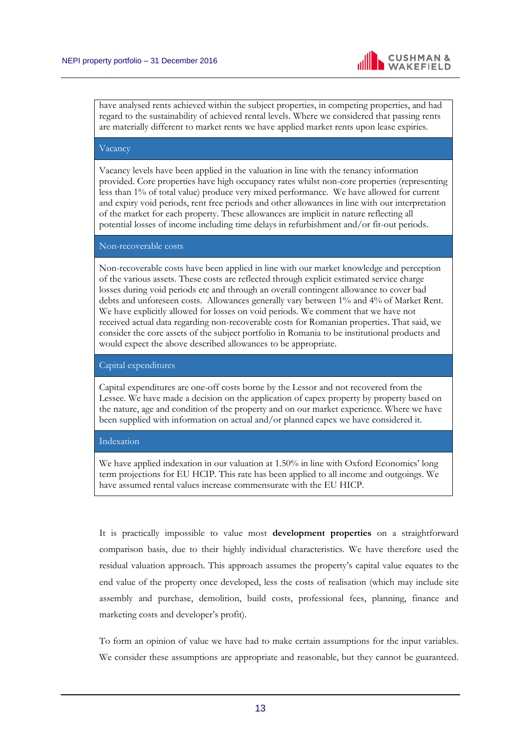have analysed rents achieved within the subject properties, in competing properties, and had regard to the sustainability of achieved rental levels. Where we considered that passing rents are materially different to market rents we have applied market rents upon lease expiries.

### Vacancy

Vacancy levels have been applied in the valuation in line with the tenancy information provided. Core properties have high occupancy rates whilst non-core properties (representing less than 1% of total value) produce very mixed performance. We have allowed for current and expiry void periods, rent free periods and other allowances in line with our interpretation of the market for each property. These allowances are implicit in nature reflecting all potential losses of income including time delays in refurbishment and/or fit-out periods.

### Non-recoverable costs

Non-recoverable costs have been applied in line with our market knowledge and perception of the various assets. These costs are reflected through explicit estimated service charge losses during void periods etc and through an overall contingent allowance to cover bad debts and unforeseen costs. Allowances generally vary between 1% and 4% of Market Rent. We have explicitly allowed for losses on void periods. We comment that we have not received actual data regarding non-recoverable costs for Romanian properties. That said, we consider the core assets of the subject portfolio in Romania to be institutional products and would expect the above described allowances to be appropriate.

### Capital expenditures

Capital expenditures are one-off costs borne by the Lessor and not recovered from the Lessee. We have made a decision on the application of capex property by property based on the nature, age and condition of the property and on our market experience. Where we have been supplied with information on actual and/or planned capex we have considered it.

### Indexation

We have applied indexation in our valuation at 1.50% in line with Oxford Economics' long term projections for EU HCIP. This rate has been applied to all income and outgoings. We have assumed rental values increase commensurate with the EU HICP.

It is practically impossible to value most **development properties** on a straightforward comparison basis, due to their highly individual characteristics. We have therefore used the residual valuation approach. This approach assumes the property's capital value equates to the end value of the property once developed, less the costs of realisation (which may include site assembly and purchase, demolition, build costs, professional fees, planning, finance and marketing costs and developer's profit).

To form an opinion of value we have had to make certain assumptions for the input variables. We consider these assumptions are appropriate and reasonable, but they cannot be guaranteed.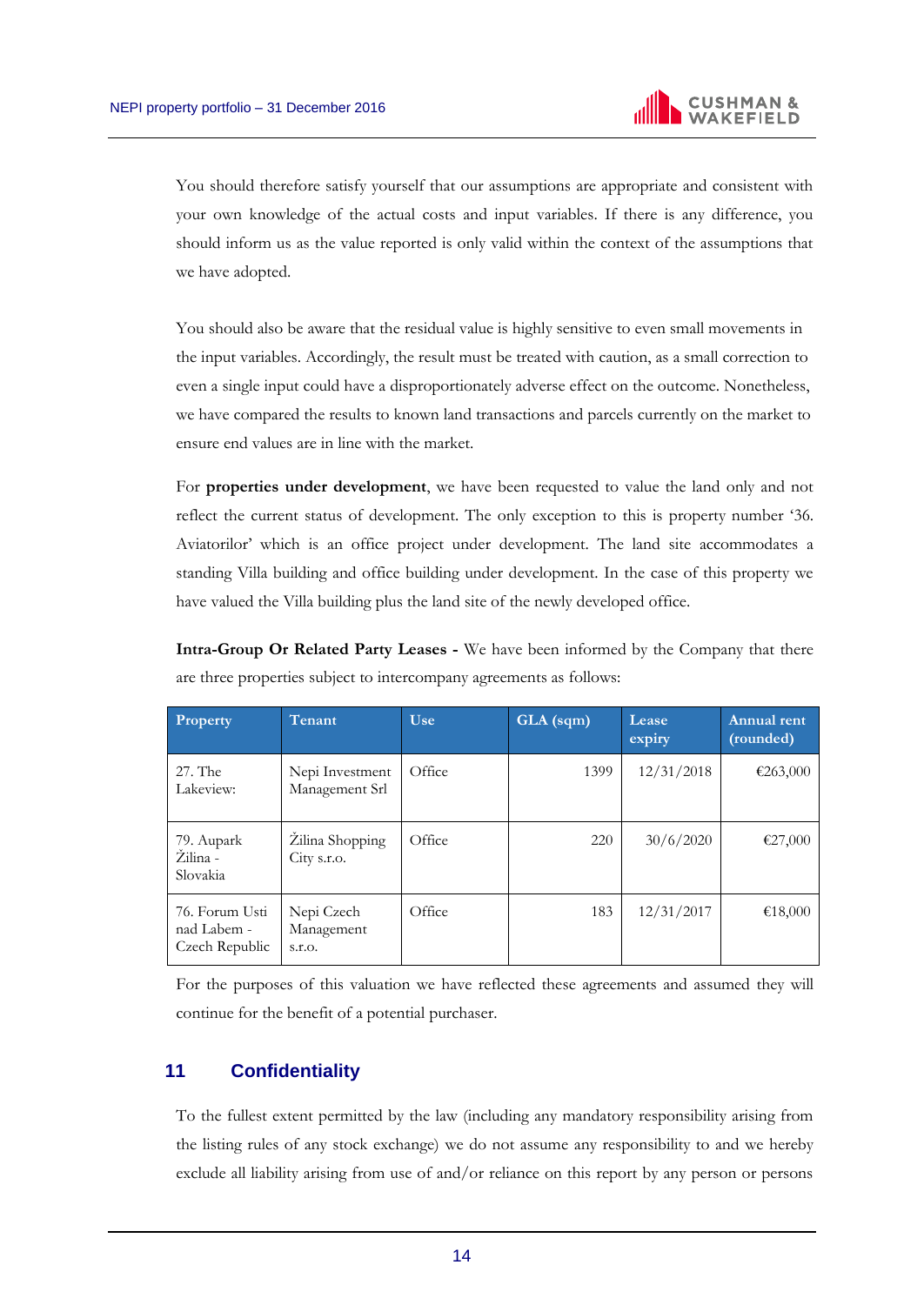You should therefore satisfy yourself that our assumptions are appropriate and consistent with your own knowledge of the actual costs and input variables. If there is any difference, you should inform us as the value reported is only valid within the context of the assumptions that we have adopted.

You should also be aware that the residual value is highly sensitive to even small movements in the input variables. Accordingly, the result must be treated with caution, as a small correction to even a single input could have a disproportionately adverse effect on the outcome. Nonetheless, we have compared the results to known land transactions and parcels currently on the market to ensure end values are in line with the market.

For **properties under development**, we have been requested to value the land only and not reflect the current status of development. The only exception to this is property number '36. Aviatorilor' which is an office project under development. The land site accommodates a standing Villa building and office building under development. In the case of this property we have valued the Villa building plus the land site of the newly developed office.

**Intra-Group Or Related Party Leases -** We have been informed by the Company that there are three properties subject to intercompany agreements as follows:

| Property | Tenant | Use | GLA (sqm) | Lease expiry | Annual rent (rounded) |
|---|---|---|---|---|---|
| 27. The Lakeview: | Nepi Investment Management Srl | Office | 1399 | 12/31/2018 | €263,000 |
| 79. Aupark Žilina - Slovakia | Žilina Shopping City s.r.o. | Office | 220 | 30/6/2020 | €27,000 |
| 76. Forum Usti nad Labem - Czech Republic | Nepi Czech Management s.r.o. | Office | 183 | 12/31/2017 | €18,000 |

For the purposes of this valuation we have reflected these agreements and assumed they will continue for the benefit of a potential purchaser.

## 11 Confidentiality

To the fullest extent permitted by the law (including any mandatory responsibility arising from the listing rules of any stock exchange) we do not assume any responsibility to and we hereby exclude all liability arising from use of and/or reliance on this report by any person or persons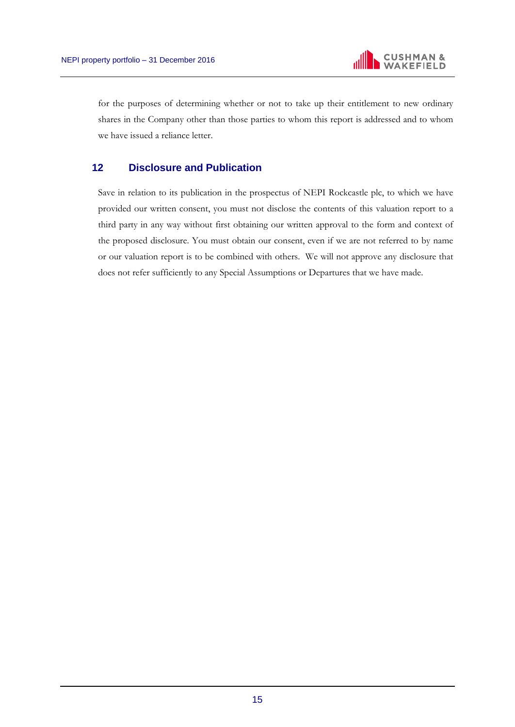for the purposes of determining whether or not to take up their entitlement to new ordinary shares in the Company other than those parties to whom this report is addressed and to whom we have issued a reliance letter.

## 12 Disclosure and Publication

Save in relation to its publication in the prospectus of NEPI Rockcastle plc, to which we have provided our written consent, you must not disclose the contents of this valuation report to a third party in any way without first obtaining our written approval to the form and context of the proposed disclosure. You must obtain our consent, even if we are not referred to by name or our valuation report is to be combined with others. We will not approve any disclosure that does not refer sufficiently to any Special Assumptions or Departures that we have made.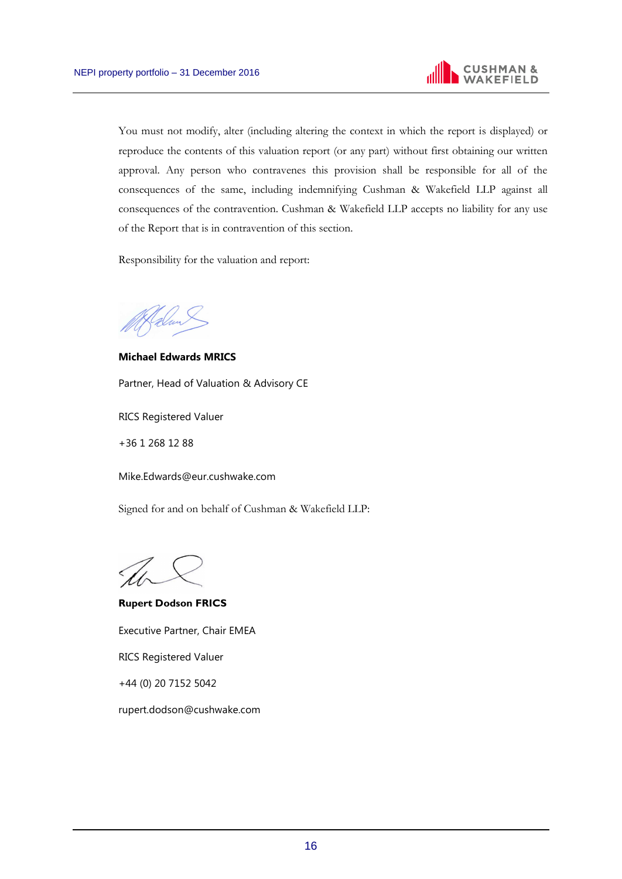You must not modify, alter (including altering the context in which the report is displayed) or reproduce the contents of this valuation report (or any part) without first obtaining our written approval. Any person who contravenes this provision shall be responsible for all of the consequences of the same, including indemnifying Cushman & Wakefield LLP against all consequences of the contravention. Cushman & Wakefield LLP accepts no liability for any use of the Report that is in contravention of this section.

Responsibility for the valuation and report:

**Michael Edwards MRICS**

Partner, Head of Valuation & Advisory CE

RICS Registered Valuer

+36 1 268 12 88

Mike.Edwards@eur.cushwake.com

Signed for and on behalf of Cushman & Wakefield LLP:

**Rupert Dodson FRICS**

Executive Partner, Chair EMEA

RICS Registered Valuer

+44 (0) 20 7152 5042

rupert.dodson@cushwake.com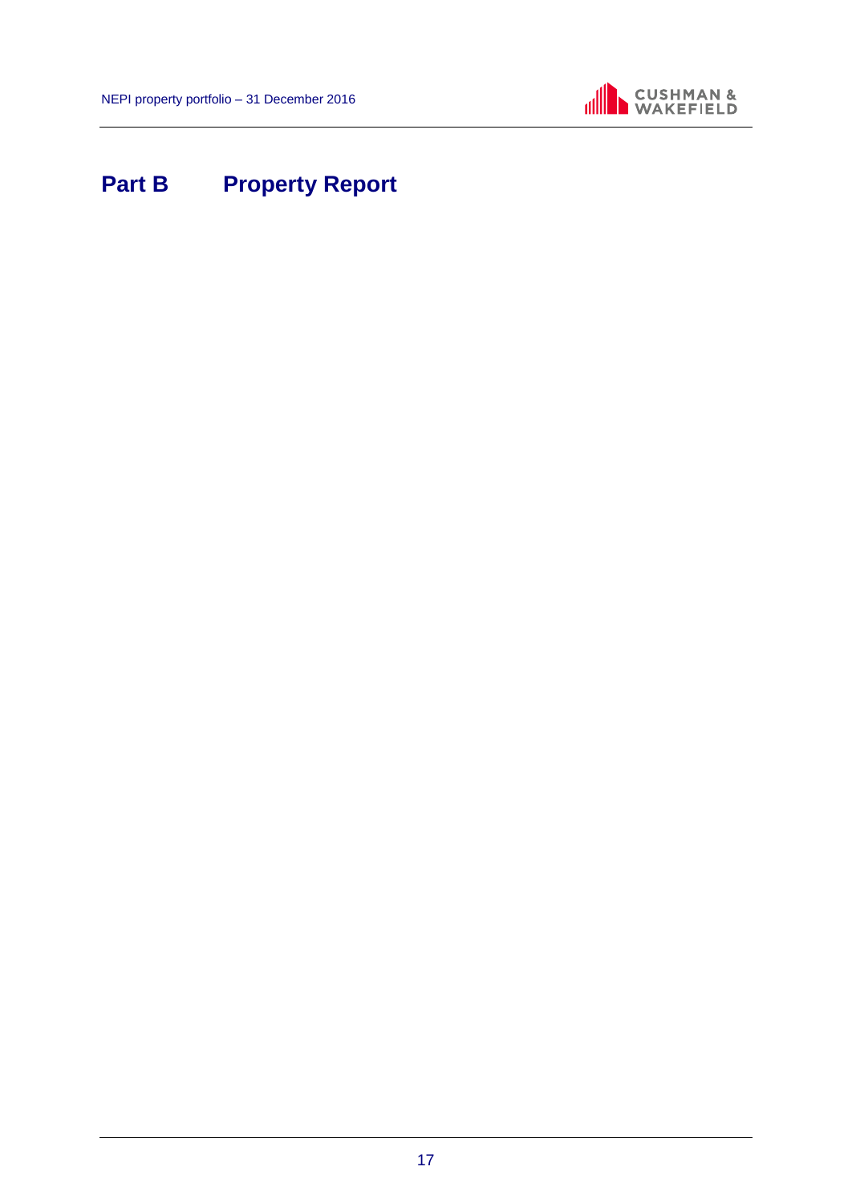# Part B Property Report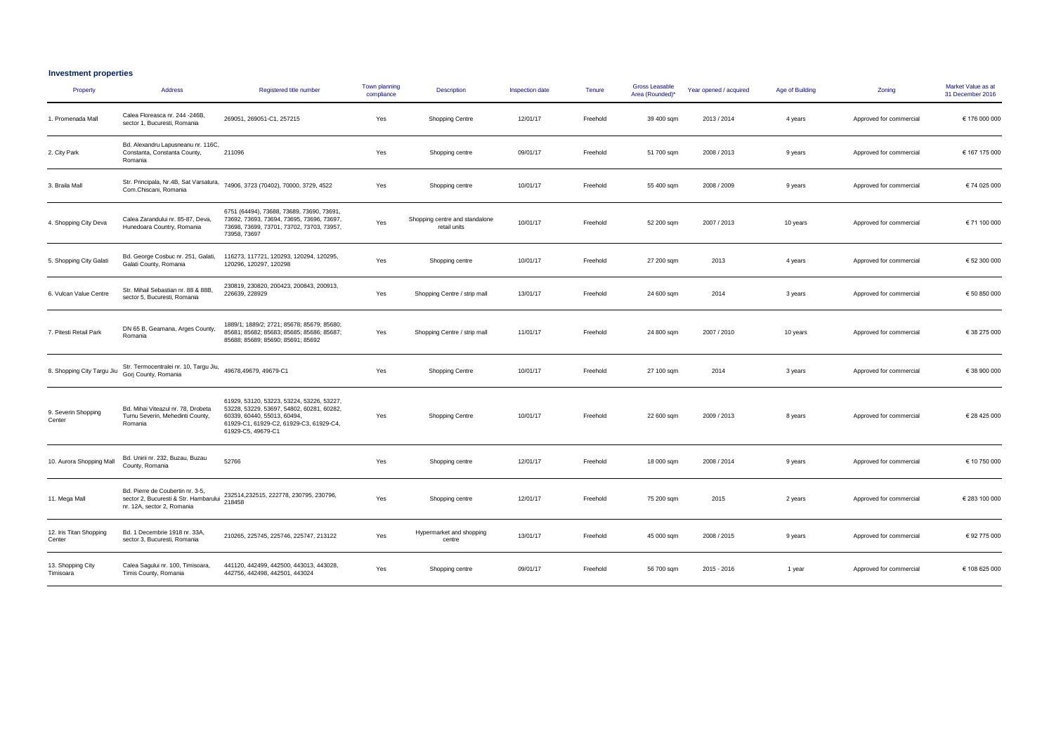## Investment properties

| Property | Address | Registered title number | Town planning compliance | Description | Inspection date | Tenure | Gross Leasable Area (Rounded)* | Year opened / acquired | Age of Building | Zoning | Market Value as at 31 December 2016 |
|---|---|---|---|---|---|---|---|---|---|---|---|
| 1. Promenada Mall | Calea Floreasca nr. 244 -246B, sector 1, Bucuresti, Romania | 269051, 269051-C1, 257215 | Yes | Shopping Centre | 12/01/17 | Freehold | 39 400 sqm | 2013 / 2014 | 4 years | Approved for commercial | € 176 000 000 |
| 2. City Park | Bd. Alexandru Lapusneanu nr. 116C, Constanta, Constanta County, Romania | 211096 | Yes | Shopping centre | 09/01/17 | Freehold | 51 700 sqm | 2008 / 2013 | 9 years | Approved for commercial | € 167 175 000 |
| 3. Braila Mall | Str. Principala, Nr.4B, Sat Varsatura, Com.Chiscani, Romania | 74906, 3723 (70402), 70000, 3729, 4522 | Yes | Shopping centre | 10/01/17 | Freehold | 55 400 sqm | 2008 / 2009 | 9 years | Approved for commercial | € 74 025 000 |
| 4. Shopping City Deva | Calea Zarandului nr. 85-87, Deva, Hunedoara Country, Romania | 6751 (64494), 73688, 73689, 73690, 73691, 73692, 73693, 73694, 73695, 73696, 73697, 73698, 73699, 73701, 73702, 73703, 73957, 73958, 73697 | Yes | Shopping centre and standalone retail units | 10/01/17 | Freehold | 52 200 sqm | 2007 / 2013 | 10 years | Approved for commercial | € 71 100 000 |
| 5. Shopping City Galati | Bd. George Cosbuc nr. 251, Galati, Galati County, Romania | 116273, 117721, 120293, 120294, 120295, 120296, 120297, 120298 | Yes | Shopping centre | 10/01/17 | Freehold | 27 200 sqm | 2013 | 4 years | Approved for commercial | € 52 300 000 |
| 6. Vulcan Value Centre | Str. Mihail Sebastian nr. 88 & 88B, sector 5, Bucuresti, Romania | 230819, 230820, 200423, 200843, 200913, 226639, 228929 | Yes | Shopping Centre / strip mall | 13/01/17 | Freehold | 24 600 sqm | 2014 | 3 years | Approved for commercial | € 50 850 000 |
| 7. Pitesti Retail Park | DN 65 B, Geamana, Arges County, Romania | 1889/1; 1889/2; 2721; 85678; 85679; 85680; 85681; 85682; 85683; 85685; 85686; 85687; 85688; 85689; 85690; 85691; 85692 | Yes | Shopping Centre / strip mall | 11/01/17 | Freehold | 24 800 sqm | 2007 / 2010 | 10 years | Approved for commercial | € 38 275 000 |
| 8. Shopping City Targu Jiu | Str. Termocentralei nr. 10, Targu Jiu, Gorj County, Romania | 49678,49679, 49679-C1 | Yes | Shopping Centre | 10/01/17 | Freehold | 27 100 sqm | 2014 | 3 years | Approved for commercial | € 38 900 000 |
| 9. Severin Shopping Center | Bd. Mihai Viteazul nr. 78, Drobeta Turnu Severin, Mehedinti County, Romania | 61929, 53120, 53223, 53224, 53226, 53227, 53228, 53229, 53697, 54802, 60281, 60282, 60339, 60440, 55013, 60494, 61929-C1, 61929-C2, 61929-C3, 61929-C4, 61929-C5, 49679-C1 | Yes | Shopping Centre | 10/01/17 | Freehold | 22 600 sqm | 2009 / 2013 | 8 years | Approved for commercial | € 28 425 000 |
| 10. Aurora Shopping Mall | Bd. Unirii nr. 232, Buzau, Buzau County, Romania | 52766 | Yes | Shopping centre | 12/01/17 | Freehold | 18 000 sqm | 2008 / 2014 | 9 years | Approved for commercial | € 10 750 000 |
| 11. Mega Mall | Bd. Pierre de Coubertin nr. 3-5, sector 2, Bucuresti & Str. Hambarului nr. 12A, sector 2, Romania | 232514,232515, 222778, 230795, 230796, 218458 | Yes | Shopping centre | 12/01/17 | Freehold | 75 200 sqm | 2015 | 2 years | Approved for commercial | € 283 100 000 |
| 12. Iris Titan Shopping Center | Bd. 1 Decembrie 1918 nr. 33A, sector 3, Bucuresti, Romania | 210265, 225745, 225746, 225747, 213122 | Yes | Hypermarket and shopping centre | 13/01/17 | Freehold | 45 000 sqm | 2008 / 2015 | 9 years | Approved for commercial | € 92 775 000 |
| 13. Shopping City Timisoara | Calea Sagului nr. 100, Timisoara, Timis County, Romania | 441120, 442499, 442500, 443013, 443028, 442756, 442498, 442501, 443024 | Yes | Shopping centre | 09/01/17 | Freehold | 56 700 sqm | 2015 - 2016 | 1 year | Approved for commercial | € 108 625 000 |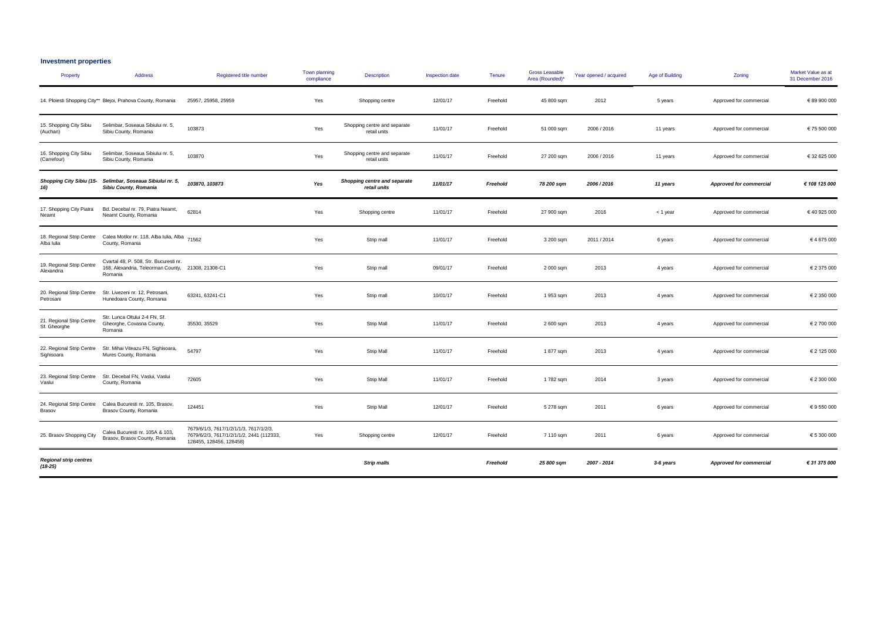## Investment properties

| Property | Address | Registered title number | Town planning compliance | Description | Inspection date | Tenure | Gross Leasable Area (Rounded)* | Year opened / acquired | Age of Building | Zoning | Market Value as at 31 December 2016 |
|---|---|---|---|---|---|---|---|---|---|---|---|
| 14. Ploiesti Shopping City** | Blejoi, Prahova County, Romania | 25957, 25958, 25959 | Yes | Shopping centre | 12/01/17 | Freehold | 45 800 sqm | 2012 | 5 years | Approved for commercial | € 89 900 000 |
| 15. Shopping City Sibiu (Auchan) | Selimbar, Soseaua Sibiului nr. 5, Sibiu County, Romania | 103873 | Yes | Shopping centre and separate retail units | 11/01/17 | Freehold | 51 000 sqm | 2006 / 2016 | 11 years | Approved for commercial | € 75 500 000 |
| 16. Shopping City Sibiu (Carrefour) | Selimbar, Soseaua Sibiului nr. 5, Sibiu County, Romania | 103870 | Yes | Shopping centre and separate retail units | 11/01/17 | Freehold | 27 200 sqm | 2006 / 2016 | 11 years | Approved for commercial | € 32 625 000 |
| ***Shopping City Sibiu (15-16)*** | ***Selimbar, Soseaua Sibiului nr. 5, Sibiu County, Romania*** | ***103870, 103873*** | ***Yes*** | ***Shopping centre and separate retail units*** | ***11/01/17*** | ***Freehold*** | ***78 200 sqm*** | ***2006 / 2016*** | ***11 years*** | ***Approved for commercial*** | ***€ 108 125 000*** |
| 17. Shopping City Piatra Neamt | Bd. Decebal nr. 79, Piatra Neamt, Neamt County, Romania | 62814 | Yes | Shopping centre | 11/01/17 | Freehold | 27 900 sqm | 2016 | < 1 year | Approved for commercial | € 40 925 000 |
| 18. Regional Strip Centre Alba Iulia | Calea Motilor nr. 118, Alba Iulia, Alba County, Romania | 71562 | Yes | Strip mall | 11/01/17 | Freehold | 3 200 sqm | 2011 / 2014 | 6 years | Approved for commercial | € 4 675 000 |
| 19. Regional Strip Centre Alexandria | Cvartal 48, P. 508, Str. Bucuresti nr. 168, Alexandria, Teleorman County, Romania | 21308, 21308-C1 | Yes | Strip mall | 09/01/17 | Freehold | 2 000 sqm | 2013 | 4 years | Approved for commercial | € 2 375 000 |
| 20. Regional Strip Centre Petrosani | Str. Livezeni nr. 12, Petrosani, Hunedoara County, Romania | 63241, 63241-C1 | Yes | Strip mall | 10/01/17 | Freehold | 1 953 sqm | 2013 | 4 years | Approved for commercial | € 2 350 000 |
| 21. Regional Strip Centre Sf. Gheorghe | Str. Lunca Oltului 2-4 FN, Sf. Gheorghe, Covasna County, Romania | 35530, 35529 | Yes | Strip Mall | 11/01/17 | Freehold | 2 600 sqm | 2013 | 4 years | Approved for commercial | € 2 700 000 |
| 22. Regional Strip Centre Sighisoara | Str. Mihai Viteazu FN, Sighisoara, Mures County, Romania | 54797 | Yes | Strip Mall | 11/01/17 | Freehold | 1 877 sqm | 2013 | 4 years | Approved for commercial | € 2 125 000 |
| 23. Regional Strip Centre Vaslui | Str. Decebal FN, Vaslui, Vaslui County, Romania | 72605 | Yes | Strip Mall | 11/01/17 | Freehold | 1 782 sqm | 2014 | 3 years | Approved for commercial | € 2 300 000 |
| 24. Regional Strip Centre Brasov | Calea Bucuresti nr. 105, Brasov, Brasov County, Romania | 124451 | Yes | Strip Mall | 12/01/17 | Freehold | 5 278 sqm | 2011 | 6 years | Approved for commercial | € 9 550 000 |
| 25. Brasov Shopping City | Calea Bucuresti nr. 105A & 103, Brasov, Brasov County, Romania | 7679/6/1/3, 7617/1/2/1/1/3, 7617/1/2/3, 7679/6/2/3, 7617/1/2/1/1/2, 2441 (112333, 128455, 128456, 128458) | Yes | Shopping centre | 12/01/17 | Freehold | 7 110 sqm | 2011 | 6 years | Approved for commercial | € 5 300 000 |
| ***Regional strip centres (18-25)*** | | | | ***Strip malls*** | | ***Freehold*** | ***25 800 sqm*** | ***2007 - 2014*** | ***3-6 years*** | ***Approved for commercial*** | ***€ 31 375 000*** |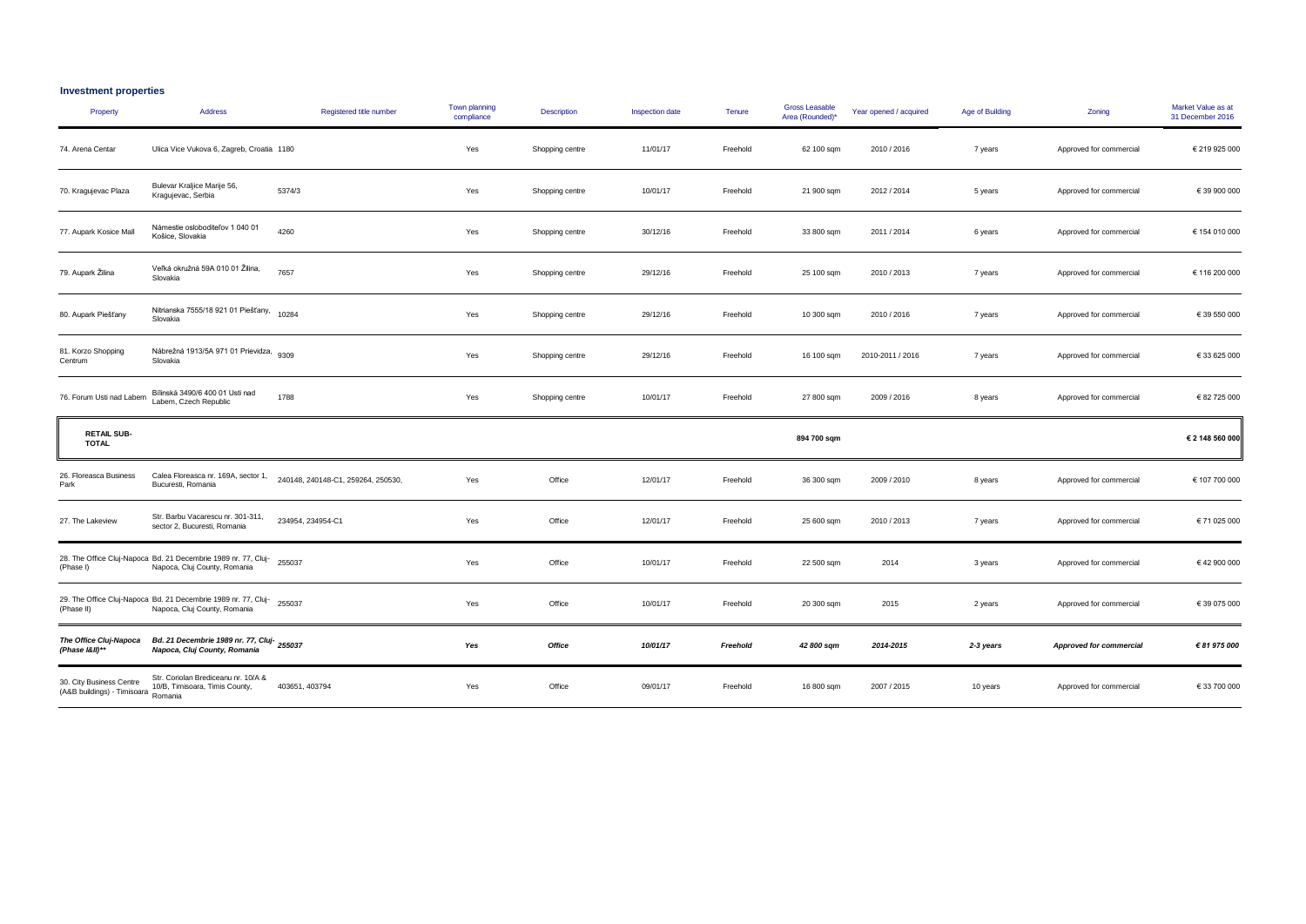## Investment properties

| Property | Address | Registered title number | Town planning compliance | Description | Inspection date | Tenure | Gross Leasable Area (Rounded)* | Year opened / acquired | Age of Building | Zoning | Market Value as at 31 December 2016 |
|---|---|---|---|---|---|---|---|---|---|---|---|
| 74. Arena Centar | Ulica Vice Vukova 6, Zagreb, Croatia | 1180 | Yes | Shopping centre | 11/01/17 | Freehold | 62 100 sqm | 2010 / 2016 | 7 years | Approved for commercial | € 219 925 000 |
| 70. Kragujevac Plaza | Bulevar Kraljice Marije 56, Kragujevac, Serbia | 5374/3 | Yes | Shopping centre | 10/01/17 | Freehold | 21 900 sqm | 2012 / 2014 | 5 years | Approved for commercial | € 39 900 000 |
| 77. Aupark Kosice Mall | Námestie osloboditeľov 1 040 01 Košice, Slovakia | 4260 | Yes | Shopping centre | 30/12/16 | Freehold | 33 800 sqm | 2011 / 2014 | 6 years | Approved for commercial | € 154 010 000 |
| 79. Aupark Žilina | Veľká okružná 59A 010 01 Žilina, Slovakia | 7657 | Yes | Shopping centre | 29/12/16 | Freehold | 25 100 sqm | 2010 / 2013 | 7 years | Approved for commercial | € 116 200 000 |
| 80. Aupark Piešťany | Nitrianska 7555/18 921 01 Piešťany, Slovakia | 10284 | Yes | Shopping centre | 29/12/16 | Freehold | 10 300 sqm | 2010 / 2016 | 7 years | Approved for commercial | € 39 550 000 |
| 81. Korzo Shopping Centrum | Nábrežná 1913/5A 971 01 Prievidza, Slovakia | 9309 | Yes | Shopping centre | 29/12/16 | Freehold | 16 100 sqm | 2010-2011 / 2016 | 7 years | Approved for commercial | € 33 625 000 |
| 76. Forum Usti nad Labem | Bílinská 3490/6 400 01 Usti nad Labem, Czech Republic | 1788 | Yes | Shopping centre | 10/01/17 | Freehold | 27 800 sqm | 2009 / 2016 | 8 years | Approved for commercial | € 82 725 000 |
| **RETAIL SUB-TOTAL** | | | | | | | **894 700 sqm** | | | | **€ 2 148 560 000** |
| 26. Floreasca Business Park | Calea Floreasca nr. 169A, sector 1, Bucuresti, Romania | 240148, 240148-C1, 259264, 250530, | Yes | Office | 12/01/17 | Freehold | 36 300 sqm | 2009 / 2010 | 8 years | Approved for commercial | € 107 700 000 |
| 27. The Lakeview | Str. Barbu Vacarescu nr. 301-311, sector 2, Bucuresti, Romania | 234954, 234954-C1 | Yes | Office | 12/01/17 | Freehold | 25 600 sqm | 2010 / 2013 | 7 years | Approved for commercial | € 71 025 000 |
| 28. The Office Cluj-Napoca (Phase I) | Bd. 21 Decembrie 1989 nr. 77, Cluj-Napoca, Cluj County, Romania | 255037 | Yes | Office | 10/01/17 | Freehold | 22 500 sqm | 2014 | 3 years | Approved for commercial | € 42 900 000 |
| 29. The Office Cluj-Napoca (Phase II) | Bd. 21 Decembrie 1989 nr. 77, Cluj-Napoca, Cluj County, Romania | 255037 | Yes | Office | 10/01/17 | Freehold | 20 300 sqm | 2015 | 2 years | Approved for commercial | € 39 075 000 |
| ***The Office Cluj-Napoca (Phase I&II)\*\**** | ***Bd. 21 Decembrie 1989 nr. 77, Cluj-Napoca, Cluj County, Romania*** | ***255037*** | ***Yes*** | ***Office*** | ***10/01/17*** | ***Freehold*** | ***42 800 sqm*** | ***2014-2015*** | ***2-3 years*** | ***Approved for commercial*** | ***€ 81 975 000*** |
| 30. City Business Centre (A&B buildings) - Timisoara | Str. Coriolan Brediceanu nr. 10/A & 10/B, Timisoara, Timis County, Romania | 403651, 403794 | Yes | Office | 09/01/17 | Freehold | 16 800 sqm | 2007 / 2015 | 10 years | Approved for commercial | € 33 700 000 |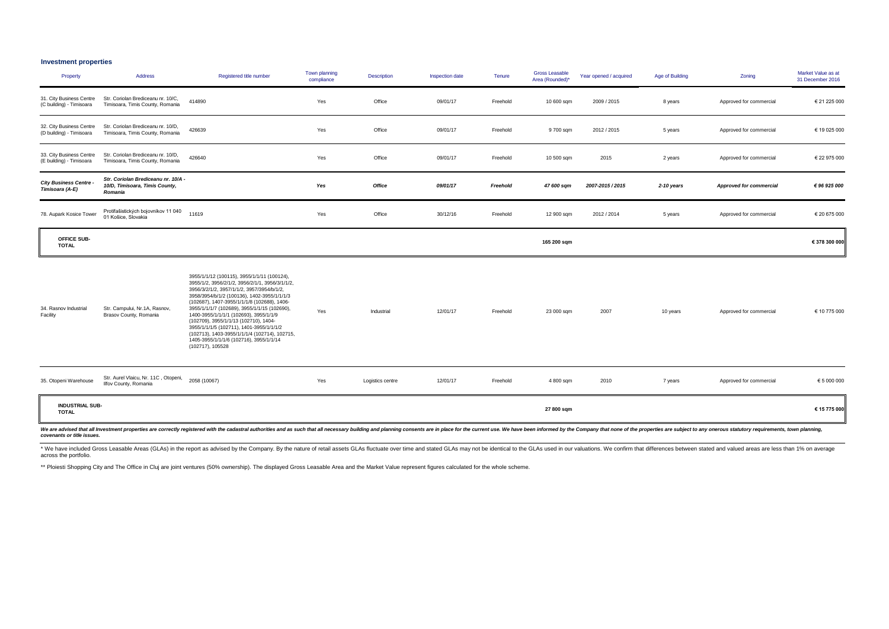## Investment properties

| Property | Address | Registered title number | Town planning compliance | Description | Inspection date | Tenure | Gross Leasable Area (Rounded)* | Year opened / acquired | Age of Building | Zoning | Market Value as at 31 December 2016 |
|---|---|---|---|---|---|---|---|---|---|---|---|
| 31. City Business Centre (C building) - Timisoara | Str. Coriolan Brediceanu nr. 10/C, Timisoara, Timis County, Romania | 414890 | Yes | Office | 09/01/17 | Freehold | 10 600 sqm | 2009 / 2015 | 8 years | Approved for commercial | € 21 225 000 |
| 32. City Business Centre (D building) - Timisoara | Str. Coriolan Brediceanu nr. 10/D, Timisoara, Timis County, Romania | 426639 | Yes | Office | 09/01/17 | Freehold | 9 700 sqm | 2012 / 2015 | 5 years | Approved for commercial | € 19 025 000 |
| 33. City Business Centre (E building) - Timisoara | Str. Coriolan Brediceanu nr. 10/D, Timisoara, Timis County, Romania | 426640 | Yes | Office | 09/01/17 | Freehold | 10 500 sqm | 2015 | 2 years | Approved for commercial | € 22 975 000 |
| ***City Business Centre - Timisoara (A-E)*** | ***Str. Coriolan Brediceanu nr. 10/A - 10/D, Timisoara, Timis County, Romania*** | | ***Yes*** | ***Office*** | ***09/01/17*** | ***Freehold*** | ***47 600 sqm*** | ***2007-2015 / 2015*** | ***2-10 years*** | ***Approved for commercial*** | ***€ 96 925 000*** |
| 78. Aupark Kosice Tower | Protifašistických bojovníkov 11 040 01 Košice, Slovakia | 11619 | Yes | Office | 30/12/16 | Freehold | 12 900 sqm | 2012 / 2014 | 5 years | Approved for commercial | € 20 675 000 |
| **OFFICE SUB-TOTAL** | | | | | | | **165 200 sqm** | | | | **€ 378 300 000** |
| 34. Rasnov Industrial Facility | Str. Campului, Nr.1A, Rasnov, Brasov County, Romania | 3955/1/1/12 (100115), 3955/1/1/11 (100124), 3955/1/1/2, 3956/2/1/2, 3956/2/1/1, 3956/3/1/1/2, 3956/3/2/1/2, 3957/1/1/2, 3957/3954/b/1/2, 3958/3954/b/1/2 (100136), 1402-3955/1/1/1/3 (102687), 1407-3955/1/1/1/8 (102688), 1406-3955/1/1/1/7 (102689), 3955/1/1/15 (102690), 1400-3955/1/1/1/1 (102693), 3955/1/1/9 (102709), 3955/1/1/13 (102710), 1404-3955/1/1/1/5 (102711), 1401-3955/1/1/1/2 (102713), 1403-3955/1/1/1/4 (102714), 102715, 1405-3955/1/1/1/6 (102716), 3955/1/1/14 (102717), 105528 | Yes | Industrial | 12/01/17 | Freehold | 23 000 sqm | 2007 | 10 years | Approved for commercial | € 10 775 000 |
| 35. Otopeni Warehouse | Str. Aurel Vlaicu, Nr. 11C , Otopeni, Ilfov County, Romania | 2058 (10067) | Yes | Logistics centre | 12/01/17 | Freehold | 4 800 sqm | 2010 | 7 years | Approved for commercial | € 5 000 000 |
| **INDUSTRIAL SUB-TOTAL** | | | | | | | **27 800 sqm** | | | | **€ 15 775 000** |

***We are advised that all Investment properties are correctly registered with the cadastral authorities and as such that all necessary building and planning consents are in place for the current use. We have been informed by the Company that none of the properties are subject to any onerous statutory requirements, town planning, covenants or title issues.***

* We have included Gross Leasable Areas (GLAs) in the report as advised by the Company. By the nature of retail assets GLAs fluctuate over time and stated GLAs may not be identical to the GLAs used in our valuations. We confirm that differences between stated and valued areas are less than 1% on average across the portfolio.

** Ploiesti Shopping City and The Office in Cluj are joint ventures (50% ownership). The displayed Gross Leasable Area and the Market Value represent figures calculated for the whole scheme.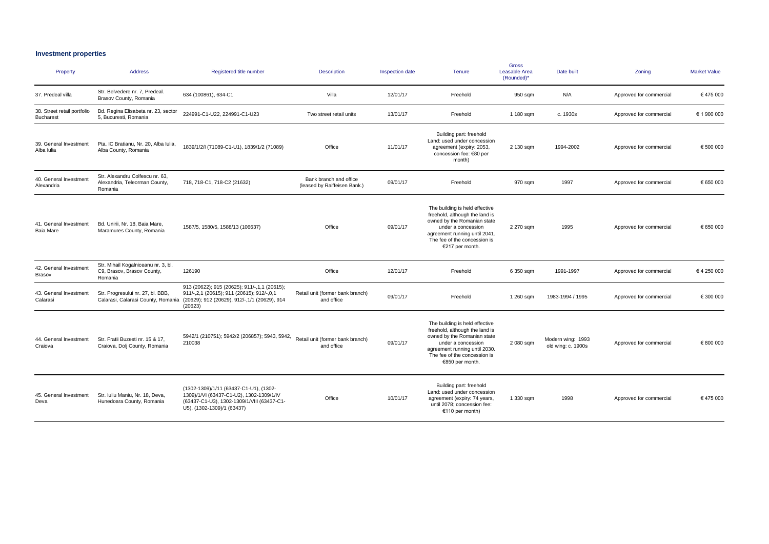## Investment properties

| Property | Address | Registered title number | Description | Inspection date | Tenure | Gross Leasable Area (Rounded)* | Date built | Zoning | Market Value |
|---|---|---|---|---|---|---|---|---|---|
| 37. Predeal villa | Str. Belvedere nr. 7, Predeal. Brasov County, Romania | 634 (100861), 634-C1 | Villa | 12/01/17 | Freehold | 950 sqm | N/A | Approved for commercial | € 475 000 |
| 38. Street retail portfolio Bucharest | Bd. Regina Elisabeta nr. 23, sector 5, Bucuresti, Romania | 224991-C1-U22, 224991-C1-U23 | Two street retail units | 13/01/17 | Freehold | 1 180 sqm | c. 1930s | Approved for commercial | € 1 900 000 |
| 39. General Investment Alba Iulia | Pta. IC Bratianu, Nr. 20, Alba Iulia, Alba County, Romania | 1839/1/2/I (71089-C1-U1), 1839/1/2 (71089) | Office | 11/01/17 | Building part: freehold Land: used under concession agreement (expiry: 2053, concession fee: €80 per month) | 2 130 sqm | 1994-2002 | Approved for commercial | € 500 000 |
| 40. General Investment Alexandria | Str. Alexandru Colfescu nr. 63, Alexandria, Teleorman County, Romania | 718, 718-C1, 718-C2 (21632) | Bank branch and office (leased by Raiffeisen Bank.) | 09/01/17 | Freehold | 970 sqm | 1997 | Approved for commercial | € 650 000 |
| 41. General Investment Baia Mare | Bd. Unirii, Nr. 18, Baia Mare, Maramures County, Romania | 1587/5, 1580/5, 1588/13 (106637) | Office | 09/01/17 | The building is held effective freehold, although the land is owned by the Romanian state under a concession agreement running until 2041. The fee of the concession is €217 per month. | 2 270 sqm | 1995 | Approved for commercial | € 650 000 |
| 42. General Investment Brasov | Str. Mihail Kogalniceanu nr. 3, bl. C9, Brasov, Brasov County, Romania | 126190 | Office | 12/01/17 | Freehold | 6 350 sqm | 1991-1997 | Approved for commercial | € 4 250 000 |
| 43. General Investment Calarasi | Str. Progresului nr. 27, bl. BBB, Calarasi, Calarasi County, Romania | 913 (20622); 915 (20625); 911/-,1,1 (20615); 911/-,2,1 (20615); 911 (20615); 912/-,0,1 (20629); 912 (20629), 912/-,1/1 (20629), 914 (20623) | Retail unit (former bank branch) and office | 09/01/17 | Freehold | 1 260 sqm | 1983-1994 / 1995 | Approved for commercial | € 300 000 |
| 44. General Investment Craiova | Str. Fratii Buzesti nr. 15 & 17, Craiova, Dolj County, Romania | 5942/1 (210751); 5942/2 (206857); 5943, 5942, 210038 | Retail unit (former bank branch) and office | 09/01/17 | The building is held effective freehold, although the land is owned by the Romanian state under a concession agreement running until 2030. The fee of the concession is €850 per month. | 2 080 sqm | Modern wing: 1993 old wing: c. 1900s | Approved for commercial | € 800 000 |
| 45. General Investment Deva | Str. Iuliu Maniu, Nr. 18, Deva, Hunedoara County, Romania | (1302-1309)/1/11 (63437-C1-U1), (1302-1309)/1/VI (63437-C1-U2), 1302-1309/1/IV (63437-C1-U3), 1302-1309/1/VIII (63437-C1-U5), (1302-1309)/1 (63437) | Office | 10/01/17 | Building part: freehold Land: used under concession agreement (expiry: 74 years, until 2078; concession fee: €110 per month) | 1 330 sqm | 1998 | Approved for commercial | € 475 000 |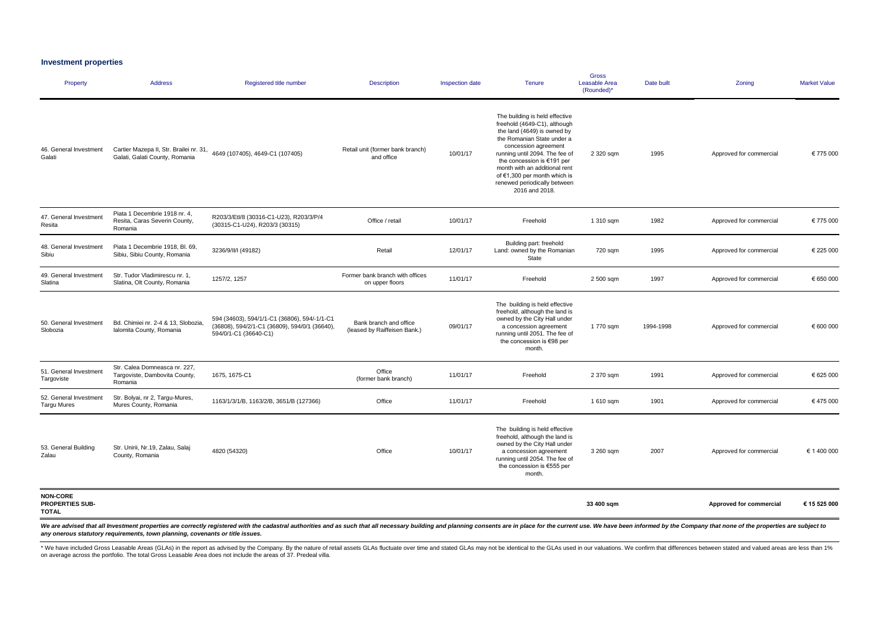## Investment properties

| Property | Address | Registered title number | Description | Inspection date | Tenure | Gross Leasable Area (Rounded)* | Date built | Zoning | Market Value |
|---|---|---|---|---|---|---|---|---|---|
| 46. General Investment Galati | Cartier Mazepa II, Str. Brailei nr. 31, Galati, Galati County, Romania | 4649 (107405), 4649-C1 (107405) | Retail unit (former bank branch) and office | 10/01/17 | The building is held effective freehold (4649-C1), although the land (4649) is owned by the Romanian State under a concession agreement running until 2094. The fee of the concession is €191 per month with an additional rent of €1,300 per month which is renewed periodically between 2016 and 2018. | 2 320 sqm | 1995 | Approved for commercial | € 775 000 |
| 47. General Investment Resita | Piata 1 Decembrie 1918 nr. 4, Resita, Caras Severin County, Romania | R203/3/Etl/8 (30316-C1-U23), R203/3/P/4 (30315-C1-U24), R203/3 (30315) | Office / retail | 10/01/17 | Freehold | 1 310 sqm | 1982 | Approved for commercial | € 775 000 |
| 48. General Investment Sibiu | Piata 1 Decembrie 1918, Bl. 69, Sibiu, Sibiu County, Romania | 3236/9/II/I (49182) | Retail | 12/01/17 | Building part: freehold Land: owned by the Romanian State | 720 sqm | 1995 | Approved for commercial | € 225 000 |
| 49. General Investment Slatina | Str. Tudor Vladimirescu nr. 1, Slatina, Olt County, Romania | 1257/2, 1257 | Former bank branch with offices on upper floors | 11/01/17 | Freehold | 2 500 sqm | 1997 | Approved for commercial | € 650 000 |
| 50. General Investment Slobozia | Bd. Chimiei nr. 2-4 & 13, Slobozia, Ialomita County, Romania | 594 (34603), 594/1/1-C1 (36806), 594/-1/1-C1 (36808), 594/2/1-C1 (36809), 594/0/1 (36640), 594/0/1-C1 (36640-C1) | Bank branch and office (leased by Raiffeisen Bank.) | 09/01/17 | The building is held effective freehold, although the land is owned by the City Hall under a concession agreement running until 2051. The fee of the concession is €98 per month. | 1 770 sqm | 1994-1998 | Approved for commercial | € 600 000 |
| 51. General Investment Targoviste | Str. Calea Domneasca nr. 227, Targoviste, Dambovita County, Romania | 1675, 1675-C1 | Office (former bank branch) | 11/01/17 | Freehold | 2 370 sqm | 1991 | Approved for commercial | € 625 000 |
| 52. General Investment Targu Mures | Str. Bolyai, nr 2, Targu-Mures, Mures County, Romania | 1163/1/3/1/B, 1163/2/B, 3651/B (127366) | Office | 11/01/17 | Freehold | 1 610 sqm | 1901 | Approved for commercial | € 475 000 |
| 53. General Building Zalau | Str. Unirii, Nr.19, Zalau, Salaj County, Romania | 4820 (54320) | Office | 10/01/17 | The building is held effective freehold, although the land is owned by the City Hall under a concession agreement running until 2054. The fee of the concession is €555 per month. | 3 260 sqm | 2007 | Approved for commercial | € 1 400 000 |
| **NON-CORE PROPERTIES SUB-TOTAL** | | | | | | **33 400 sqm** | | **Approved for commercial** | **€ 15 525 000** |

***We are advised that all Investment properties are correctly registered with the cadastral authorities and as such that all necessary building and planning consents are in place for the current use. We have been informed by the Company that none of the properties are subject to any onerous statutory requirements, town planning, covenants or title issues.***

\* We have included Gross Leasable Areas (GLAs) in the report as advised by the Company. By the nature of retail assets GLAs fluctuate over time and stated GLAs may not be identical to the GLAs used in our valuations. We confirm that differences between stated and valued areas are less than 1% on average across the portfolio. The total Gross Leasable Area does not include the areas of 37. Predeal villa.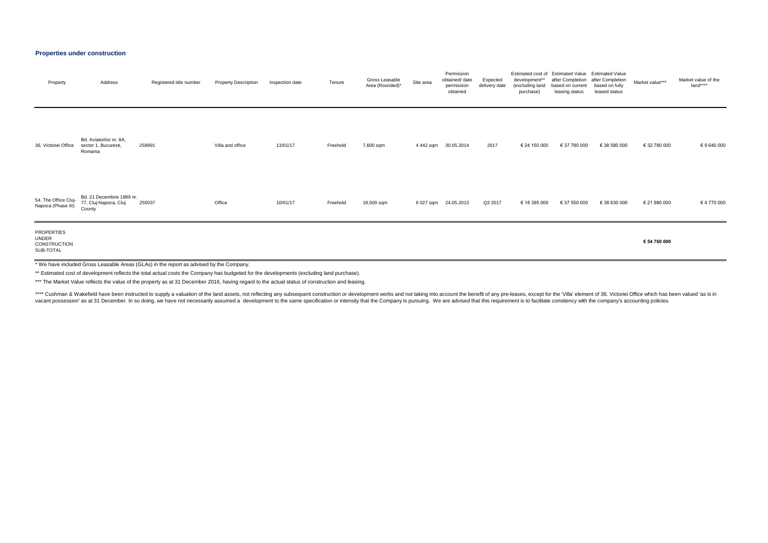### Properties under construction

| Property | Address | Registered title number | Property Description | Inspection date | Tenure | Gross Leasable Area (Rounded)* | Site area | Permission obtained/ date permission obtained | Expected delivery date | Estimated cost of development** (excluding land purchase) | Estimated Value after Completion based on current leasing status | Estimated Value after Completion based on fully leased status | Market value*** | Market value of the land**** |
|---|---|---|---|---|---|---|---|---|---|---|---|---|---|---|
| 36. Victoriei Office | Bd. Aviatorilor nr. 8A, sector 1, Bucuresti, Romania | 258991 | Villa and office | 13/01/17 | Freehold | 7,600 sqm | 4 442 sqm | 30.05.2014 | 2017 | € 24 150 000 | € 37 780 000 | € 38 580 000 | € 32 780 000 | € 9 640 000 |
| 54. The Office Cluj-Napoca (Phase III) | Bd. 21 Decembrie 1989 nr. 77, Cluj-Napoca, Cluj County | 255037 | Office | 10/01/17 | Freehold | 18,500 sqm | 6 027 sqm | 24.05.2013 | Q3 2017 | € 18 395 000 | € 37 550 000 | € 38 630 000 | € 21 980 000 | € 4 770 000 |
| PROPERTIES UNDER CONSTRUCTION SUB-TOTAL | | | | | | | | | | | | | **€ 54 760 000** | |

\* We have included Gross Leasable Areas (GLAs) in the report as advised by the Company.

** Estimated cost of development reflects the total actual costs the Company has budgeted for the developments (excluding land purchase).

*** The Market Value reflects the value of the property as at 31 December 2016, having regard to the actual status of construction and leasing.

**** Cushman & Wakefield have been instructed to supply a valuation of the land assets, not reflecting any subsequent construction or development works and not taking into account the benefit of any pre-leases, except for the 'Villa' element of 36. Victoriei Office which has been valued 'as is in vacant possession' as at 31 December. In so doing, we have not necessarily assumed a development to the same specification or intensity that the Company is pursuing. We are advised that this requirement is to facilitate consitency with the company's accounting policies.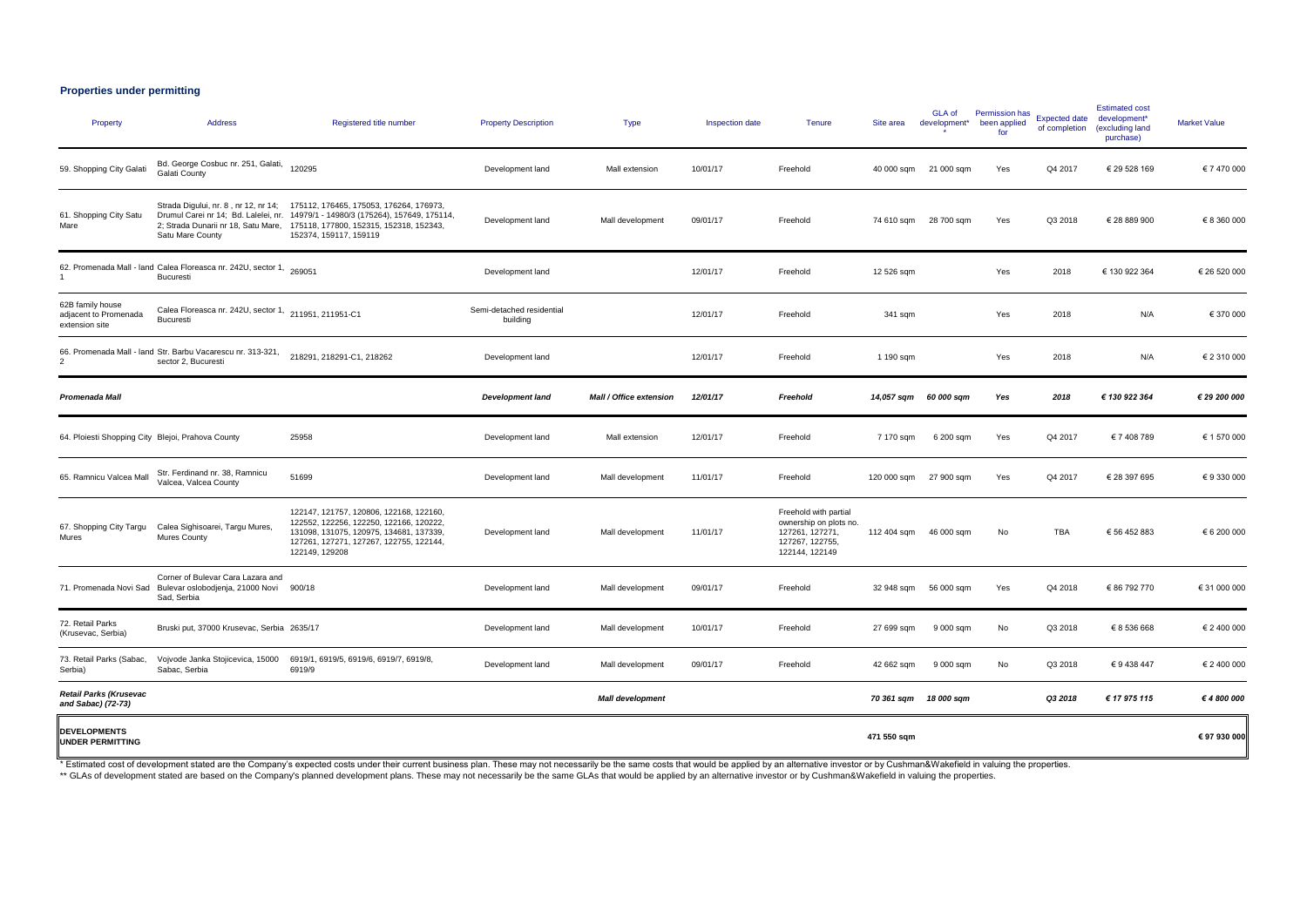## Properties under permitting

| Property | Address | Registered title number | Property Description | Type | Inspection date | Tenure | Site area | GLA of development** | Permission has been applied for | Expected date of completion | Estimated cost development* (excluding land purchase) | Market Value |
|---|---|---|---|---|---|---|---|---|---|---|---|---|
| 59. Shopping City Galati | Bd. George Cosbuc nr. 251, Galati, Galati County | 120295 | Development land | Mall extension | 10/01/17 | Freehold | 40 000 sqm | 21 000 sqm | Yes | Q4 2017 | € 29 528 169 | € 7 470 000 |
| 61. Shopping City Satu Mare | Strada Digului, nr. 8 , nr 12, nr 14; Drumul Carei nr 14; Bd. Lalelei, nr. 2; Strada Dunarii nr 18, Satu Mare, Satu Mare County | 175112, 176465, 175053, 176264, 176973, 14979/1 - 14980/3 (175264), 157649, 175114, 175118, 177800, 152315, 152318, 152343, 152374, 159117, 159119 | Development land | Mall development | 09/01/17 | Freehold | 74 610 sqm | 28 700 sqm | Yes | Q3 2018 | € 28 889 900 | € 8 360 000 |
| 62. Promenada Mall - land | Calea Floreasca nr. 242U, sector 1, Bucuresti | 269051 | Development land | | 12/01/17 | Freehold | 12 526 sqm | | Yes | 2018 | € 130 922 364 | € 26 520 000 |
| 62B family house adjacent to Promenada extension site | Calea Floreasca nr. 242U, sector 1, Bucuresti | 211951, 211951-C1 | Semi-detached residential building | | 12/01/17 | Freehold | 341 sqm | | Yes | 2018 | N/A | € 370 000 |
| 66. Promenada Mall - land 2 | Str. Barbu Vacarescu nr. 313-321, sector 2, Bucuresti | 218291, 218291-C1, 218262 | Development land | | 12/01/17 | Freehold | 1 190 sqm | | Yes | 2018 | N/A | € 2 310 000 |
| ***Promenada Mall*** | | | ***Development land*** | ***Mall / Office extension*** | ***12/01/17*** | ***Freehold*** | ***14,057 sqm*** | ***60 000 sqm*** | ***Yes*** | ***2018*** | ***€ 130 922 364*** | ***€ 29 200 000*** |
| 64. Ploiesti Shopping City | Blejoi, Prahova County | 25958 | Development land | Mall extension | 12/01/17 | Freehold | 7 170 sqm | 6 200 sqm | Yes | Q4 2017 | € 7 408 789 | € 1 570 000 |
| 65. Ramnicu Valcea Mall | Str. Ferdinand nr. 38, Ramnicu Valcea, Valcea County | 51699 | Development land | Mall development | 11/01/17 | Freehold | 120 000 sqm | 27 900 sqm | Yes | Q4 2017 | € 28 397 695 | € 9 330 000 |
| 67. Shopping City Targu Mures | Calea Sighisoarei, Targu Mures, Mures County | 122147, 121757, 120806, 122168, 122160, 122552, 122256, 122250, 122166, 120222, 131098, 131075, 120975, 134681, 137339, 127261, 127271, 127267, 122755, 122144, 122149, 129208 | Development land | Mall development | 11/01/17 | Freehold with partial ownership on plots no. 127261, 127271, 127267, 122755, 122144, 122149 | 112 404 sqm | 46 000 sqm | No | TBA | € 56 452 883 | € 6 200 000 |
| 71. Promenada Novi Sad | Corner of Bulevar Cara Lazara and Bulevar oslobodjenja, 21000 Novi Sad, Serbia | 900/18 | Development land | Mall development | 09/01/17 | Freehold | 32 948 sqm | 56 000 sqm | Yes | Q4 2018 | € 86 792 770 | € 31 000 000 |
| 72. Retail Parks (Krusevac, Serbia) | Bruski put, 37000 Krusevac, Serbia | 2635/17 | Development land | Mall development | 10/01/17 | Freehold | 27 699 sqm | 9 000 sqm | No | Q3 2018 | € 8 536 668 | € 2 400 000 |
| 73. Retail Parks (Sabac, Serbia) | Vojvode Janka Stojicevica, 15000 Sabac, Serbia | 6919/1, 6919/5, 6919/6, 6919/7, 6919/8, 6919/9 | Development land | Mall development | 09/01/17 | Freehold | 42 662 sqm | 9 000 sqm | No | Q3 2018 | € 9 438 447 | € 2 400 000 |
| ***Retail Parks (Krusevac and Sabac) (72-73)*** | | | | ***Mall development*** | | | ***70 361 sqm*** | ***18 000 sqm*** | | ***Q3 2018*** | ***€ 17 975 115*** | ***€ 4 800 000*** |
| **DEVELOPMENTS UNDER PERMITTING** | | | | | | | **471 550 sqm** | | | | | **€ 97 930 000** |

\* Estimated cost of development stated are the Company's expected costs under their current business plan. These may not necessarily be the same costs that would be applied by an alternative investor or by Cushman&Wakefield in valuing the properties.

\*\* GLAs of development stated are based on the Company's planned development plans. These may not necessarily be the same GLAs that would be applied by an alternative investor or by Cushman&Wakefield in valuing the properties.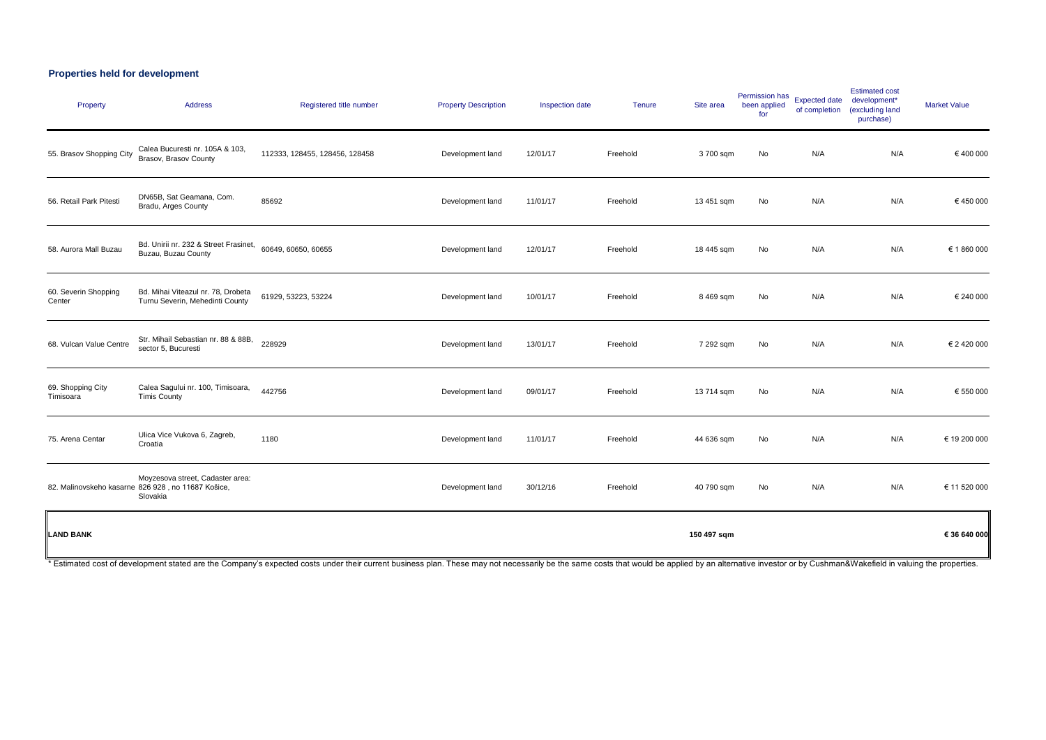## Properties held for development

| Property | Address | Registered title number | Property Description | Inspection date | Tenure | Site area | Permission has been applied for | Expected date of completion | Estimated cost development* (excluding land purchase) | Market Value |
|---|---|---|---|---|---|---|---|---|---|---|
| 55. Brasov Shopping City | Calea Bucuresti nr. 105A & 103, Brasov, Brasov County | 112333, 128455, 128456, 128458 | Development land | 12/01/17 | Freehold | 3 700 sqm | No | N/A | N/A | € 400 000 |
| 56. Retail Park Pitesti | DN65B, Sat Geamana, Com. Bradu, Arges County | 85692 | Development land | 11/01/17 | Freehold | 13 451 sqm | No | N/A | N/A | € 450 000 |
| 58. Aurora Mall Buzau | Bd. Unirii nr. 232 & Street Frasinet, Buzau, Buzau County | 60649, 60650, 60655 | Development land | 12/01/17 | Freehold | 18 445 sqm | No | N/A | N/A | € 1 860 000 |
| 60. Severin Shopping Center | Bd. Mihai Viteazul nr. 78, Drobeta Turnu Severin, Mehedinti County | 61929, 53223, 53224 | Development land | 10/01/17 | Freehold | 8 469 sqm | No | N/A | N/A | € 240 000 |
| 68. Vulcan Value Centre | Str. Mihail Sebastian nr. 88 & 88B, sector 5, Bucuresti | 228929 | Development land | 13/01/17 | Freehold | 7 292 sqm | No | N/A | N/A | € 2 420 000 |
| 69. Shopping City Timisoara | Calea Sagului nr. 100, Timisoara, Timis County | 442756 | Development land | 09/01/17 | Freehold | 13 714 sqm | No | N/A | N/A | € 550 000 |
| 75. Arena Centar | Ulica Vice Vukova 6, Zagreb, Croatia | 1180 | Development land | 11/01/17 | Freehold | 44 636 sqm | No | N/A | N/A | € 19 200 000 |
| 82. Malinovskeho kasarne | Moyzesova street, Cadaster area: 826 928 , no 11687 Košice, Slovakia | | Development land | 30/12/16 | Freehold | 40 790 sqm | No | N/A | N/A | € 11 520 000 |
| **LAND BANK** | | | | | | **150 497 sqm** | | | | **€ 36 640 000** |

* Estimated cost of development stated are the Company's expected costs under their current business plan. These may not necessarily be the same costs that would be applied by an alternative investor or by Cushman&Wakefield in valuing the properties.